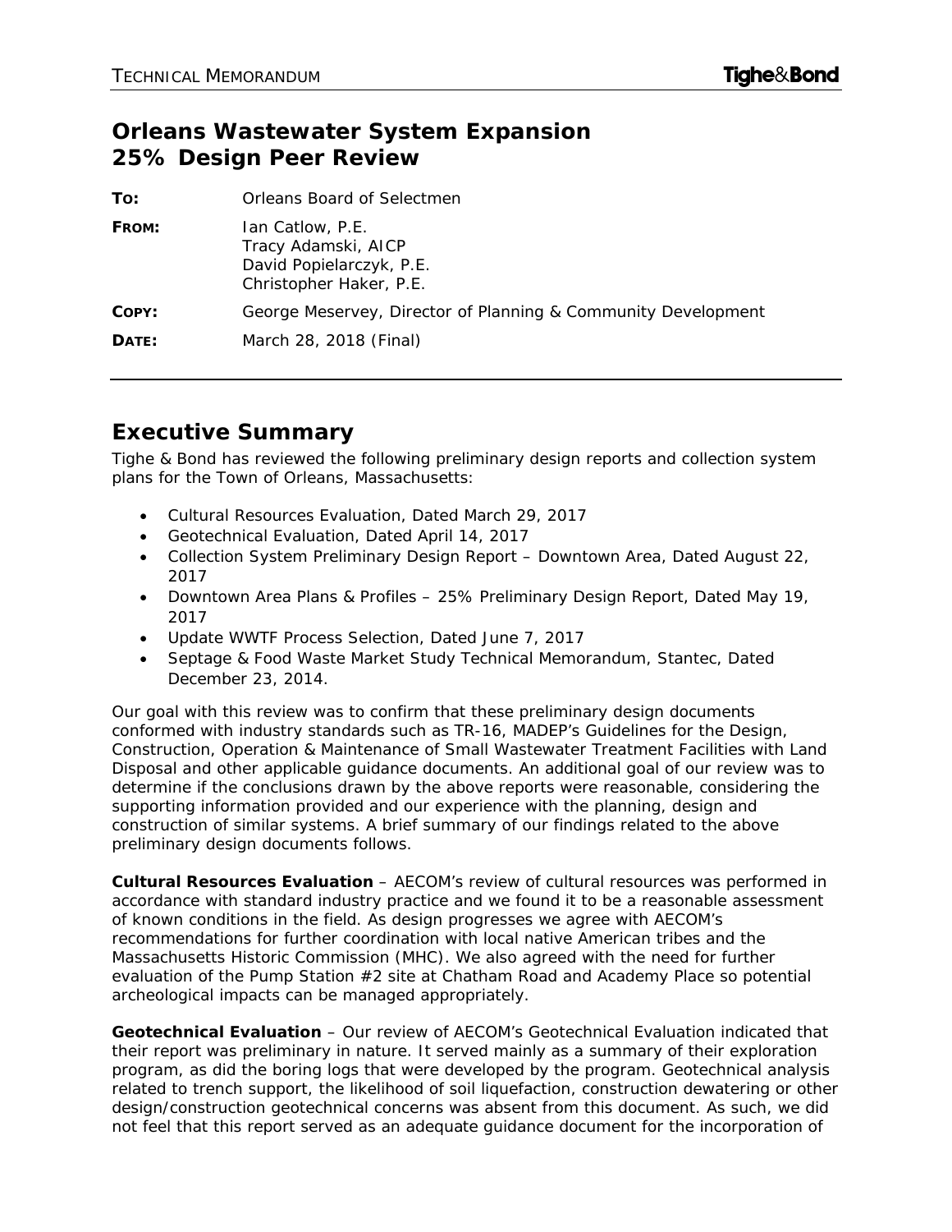# Orleans Wastewater System Expansion
# 25% Design Peer Review

**To:** Orleans Board of Selectmen

**From:** Ian Catlow, P.E.
Tracy Adamski, AICP
David Popielarczyk, P.E.
Christopher Haker, P.E.

**Copy:** George Meservey, Director of Planning & Community Development

**Date:** March 28, 2018 (Final)

---

## Executive Summary

Tighe & Bond has reviewed the following preliminary design reports and collection system plans for the Town of Orleans, Massachusetts:

- Cultural Resources Evaluation, Dated March 29, 2017
- Geotechnical Evaluation, Dated April 14, 2017
- Collection System Preliminary Design Report – Downtown Area, Dated August 22, 2017
- Downtown Area Plans & Profiles – 25% Preliminary Design Report, Dated May 19, 2017
- Update WWTF Process Selection, Dated June 7, 2017
- Septage & Food Waste Market Study Technical Memorandum, Stantec, Dated December 23, 2014.

Our goal with this review was to confirm that these preliminary design documents conformed with industry standards such as TR-16, MADEP's Guidelines for the Design, Construction, Operation & Maintenance of Small Wastewater Treatment Facilities with Land Disposal and other applicable guidance documents. An additional goal of our review was to determine if the conclusions drawn by the above reports were reasonable, considering the supporting information provided and our experience with the planning, design and construction of similar systems. A brief summary of our findings related to the above preliminary design documents follows.

**Cultural Resources Evaluation** – AECOM's review of cultural resources was performed in accordance with standard industry practice and we found it to be a reasonable assessment of known conditions in the field. As design progresses we agree with AECOM's recommendations for further coordination with local native American tribes and the Massachusetts Historic Commission (MHC). We also agreed with the need for further evaluation of the Pump Station #2 site at Chatham Road and Academy Place so potential archeological impacts can be managed appropriately.

**Geotechnical Evaluation** – Our review of AECOM's Geotechnical Evaluation indicated that their report was preliminary in nature. It served mainly as a summary of their exploration program, as did the boring logs that were developed by the program. Geotechnical analysis related to trench support, the likelihood of soil liquefaction, construction dewatering or other design/construction geotechnical concerns was absent from this document. As such, we did not feel that this report served as an adequate guidance document for the incorporation of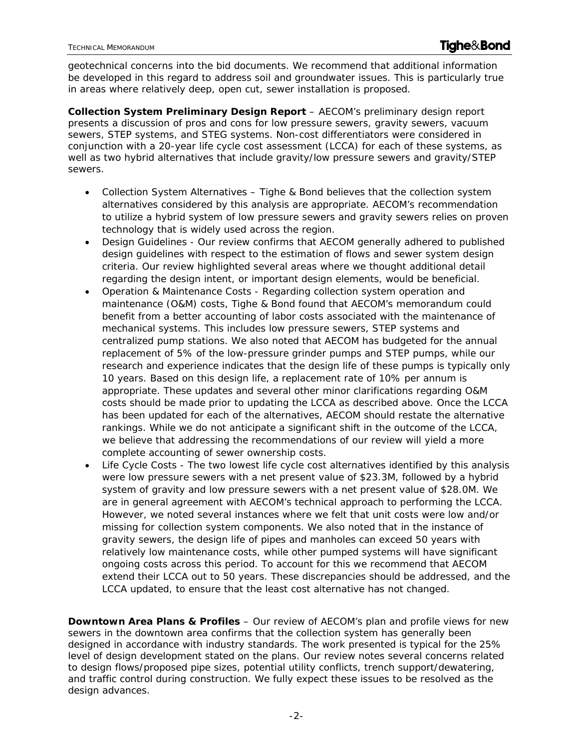geotechnical concerns into the bid documents. We recommend that additional information be developed in this regard to address soil and groundwater issues. This is particularly true in areas where relatively deep, open cut, sewer installation is proposed.

**Collection System Preliminary Design Report** – AECOM's preliminary design report presents a discussion of pros and cons for low pressure sewers, gravity sewers, vacuum sewers, STEP systems, and STEG systems. Non-cost differentiators were considered in conjunction with a 20-year life cycle cost assessment (LCCA) for each of these systems, as well as two hybrid alternatives that include gravity/low pressure sewers and gravity/STEP sewers.

- Collection System Alternatives – Tighe & Bond believes that the collection system alternatives considered by this analysis are appropriate. AECOM's recommendation to utilize a hybrid system of low pressure sewers and gravity sewers relies on proven technology that is widely used across the region.
- Design Guidelines - Our review confirms that AECOM generally adhered to published design guidelines with respect to the estimation of flows and sewer system design criteria. Our review highlighted several areas where we thought additional detail regarding the design intent, or important design elements, would be beneficial.
- Operation & Maintenance Costs - Regarding collection system operation and maintenance (O&M) costs, Tighe & Bond found that AECOM's memorandum could benefit from a better accounting of labor costs associated with the maintenance of mechanical systems. This includes low pressure sewers, STEP systems and centralized pump stations. We also noted that AECOM has budgeted for the annual replacement of 5% of the low-pressure grinder pumps and STEP pumps, while our research and experience indicates that the design life of these pumps is typically only 10 years. Based on this design life, a replacement rate of 10% per annum is appropriate. These updates and several other minor clarifications regarding O&M costs should be made prior to updating the LCCA as described above. Once the LCCA has been updated for each of the alternatives, AECOM should restate the alternative rankings. While we do not anticipate a significant shift in the outcome of the LCCA, we believe that addressing the recommendations of our review will yield a more complete accounting of sewer ownership costs.
- Life Cycle Costs - The two lowest life cycle cost alternatives identified by this analysis were low pressure sewers with a net present value of $23.3M, followed by a hybrid system of gravity and low pressure sewers with a net present value of $28.0M. We are in general agreement with AECOM's technical approach to performing the LCCA. However, we noted several instances where we felt that unit costs were low and/or missing for collection system components. We also noted that in the instance of gravity sewers, the design life of pipes and manholes can exceed 50 years with relatively low maintenance costs, while other pumped systems will have significant ongoing costs across this period. To account for this we recommend that AECOM extend their LCCA out to 50 years. These discrepancies should be addressed, and the LCCA updated, to ensure that the least cost alternative has not changed.

**Downtown Area Plans & Profiles** – Our review of AECOM's plan and profile views for new sewers in the downtown area confirms that the collection system has generally been designed in accordance with industry standards. The work presented is typical for the 25% level of design development stated on the plans. Our review notes several concerns related to design flows/proposed pipe sizes, potential utility conflicts, trench support/dewatering, and traffic control during construction. We fully expect these issues to be resolved as the design advances.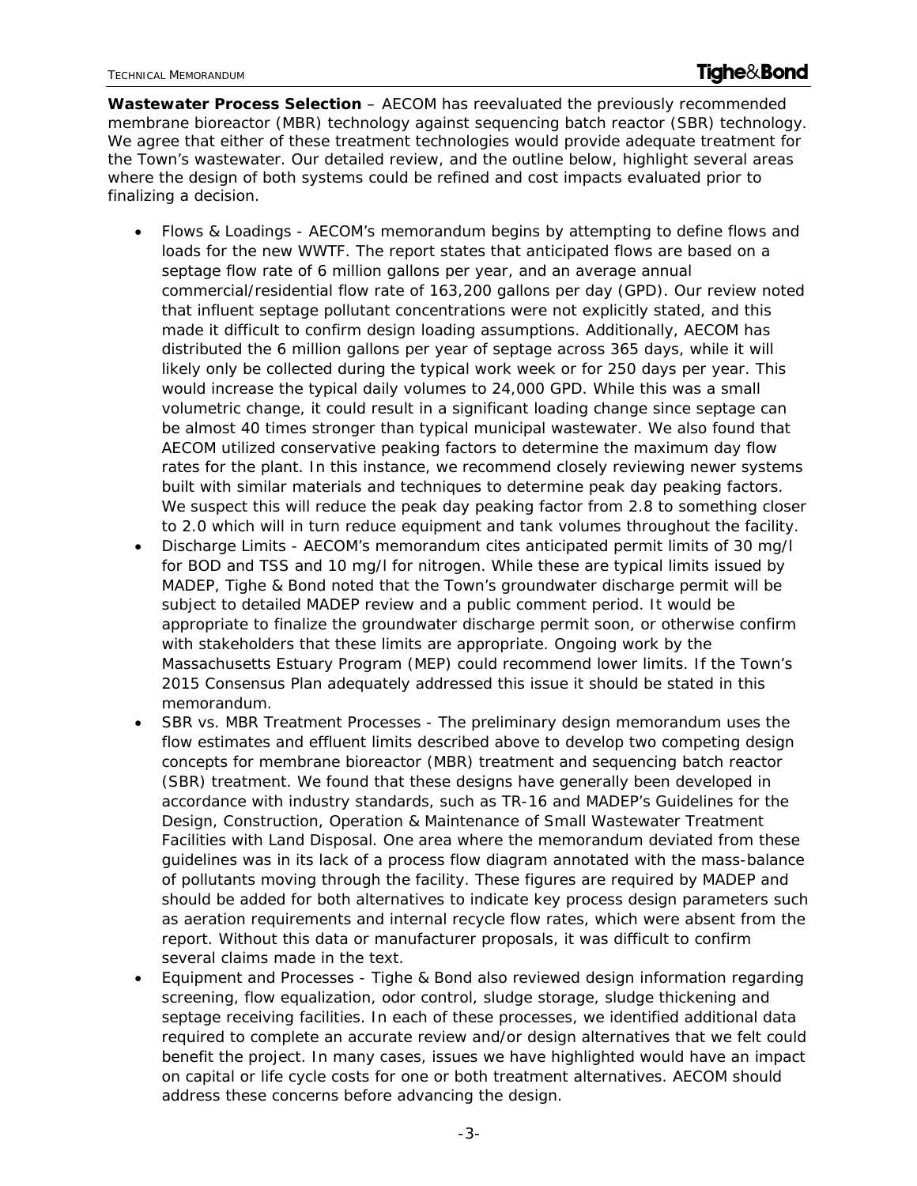**Wastewater Process Selection** – AECOM has reevaluated the previously recommended membrane bioreactor (MBR) technology against sequencing batch reactor (SBR) technology. We agree that either of these treatment technologies would provide adequate treatment for the Town's wastewater. Our detailed review, and the outline below, highlight several areas where the design of both systems could be refined and cost impacts evaluated prior to finalizing a decision.

- Flows & Loadings - AECOM's memorandum begins by attempting to define flows and loads for the new WWTF. The report states that anticipated flows are based on a septage flow rate of 6 million gallons per year, and an average annual commercial/residential flow rate of 163,200 gallons per day (GPD). Our review noted that influent septage pollutant concentrations were not explicitly stated, and this made it difficult to confirm design loading assumptions. Additionally, AECOM has distributed the 6 million gallons per year of septage across 365 days, while it will likely only be collected during the typical work week or for 250 days per year. This would increase the typical daily volumes to 24,000 GPD. While this was a small volumetric change, it could result in a significant loading change since septage can be almost 40 times stronger than typical municipal wastewater. We also found that AECOM utilized conservative peaking factors to determine the maximum day flow rates for the plant. In this instance, we recommend closely reviewing newer systems built with similar materials and techniques to determine peak day peaking factors. We suspect this will reduce the peak day peaking factor from 2.8 to something closer to 2.0 which will in turn reduce equipment and tank volumes throughout the facility.
- Discharge Limits - AECOM's memorandum cites anticipated permit limits of 30 mg/l for BOD and TSS and 10 mg/l for nitrogen. While these are typical limits issued by MADEP, Tighe & Bond noted that the Town's groundwater discharge permit will be subject to detailed MADEP review and a public comment period. It would be appropriate to finalize the groundwater discharge permit soon, or otherwise confirm with stakeholders that these limits are appropriate. Ongoing work by the Massachusetts Estuary Program (MEP) could recommend lower limits. If the Town's 2015 Consensus Plan adequately addressed this issue it should be stated in this memorandum.
- SBR vs. MBR Treatment Processes - The preliminary design memorandum uses the flow estimates and effluent limits described above to develop two competing design concepts for membrane bioreactor (MBR) treatment and sequencing batch reactor (SBR) treatment. We found that these designs have generally been developed in accordance with industry standards, such as TR-16 and MADEP's Guidelines for the Design, Construction, Operation & Maintenance of Small Wastewater Treatment Facilities with Land Disposal. One area where the memorandum deviated from these guidelines was in its lack of a process flow diagram annotated with the mass-balance of pollutants moving through the facility. These figures are required by MADEP and should be added for both alternatives to indicate key process design parameters such as aeration requirements and internal recycle flow rates, which were absent from the report. Without this data or manufacturer proposals, it was difficult to confirm several claims made in the text.
- Equipment and Processes - Tighe & Bond also reviewed design information regarding screening, flow equalization, odor control, sludge storage, sludge thickening and septage receiving facilities. In each of these processes, we identified additional data required to complete an accurate review and/or design alternatives that we felt could benefit the project. In many cases, issues we have highlighted would have an impact on capital or life cycle costs for one or both treatment alternatives. AECOM should address these concerns before advancing the design.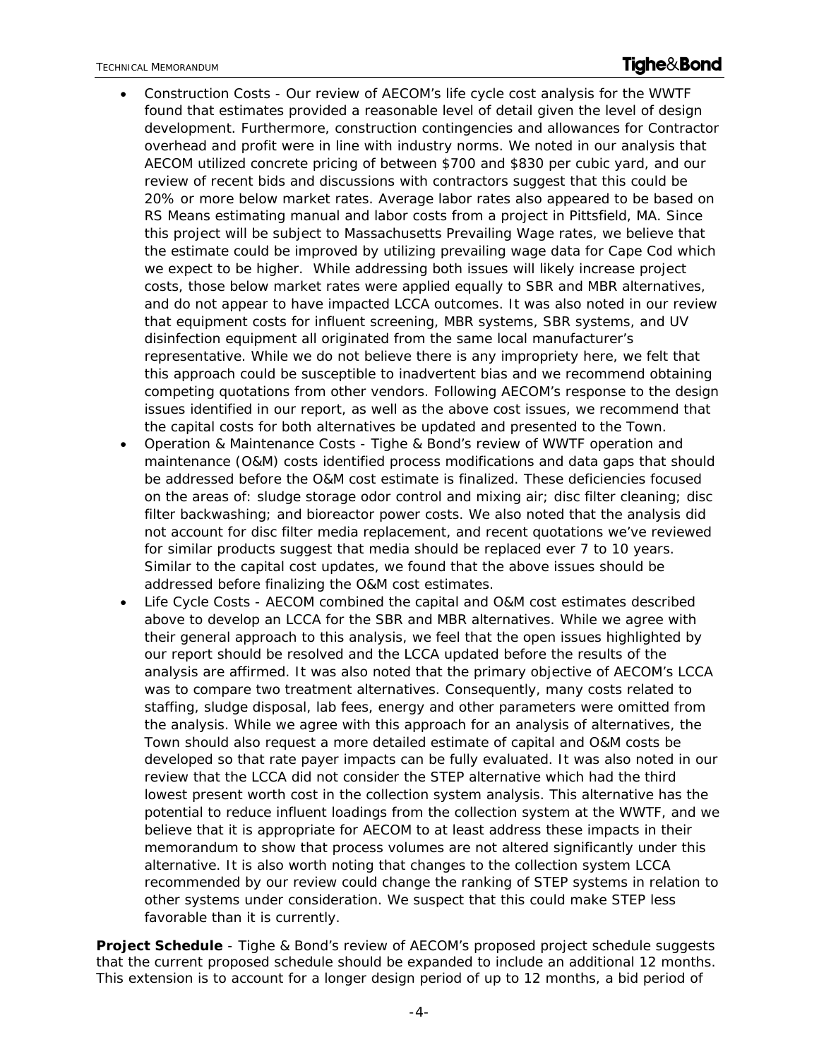- Construction Costs - Our review of AECOM's life cycle cost analysis for the WWTF found that estimates provided a reasonable level of detail given the level of design development. Furthermore, construction contingencies and allowances for Contractor overhead and profit were in line with industry norms. We noted in our analysis that AECOM utilized concrete pricing of between $700 and $830 per cubic yard, and our review of recent bids and discussions with contractors suggest that this could be 20% or more below market rates. Average labor rates also appeared to be based on RS Means estimating manual and labor costs from a project in Pittsfield, MA. Since this project will be subject to Massachusetts Prevailing Wage rates, we believe that the estimate could be improved by utilizing prevailing wage data for Cape Cod which we expect to be higher. While addressing both issues will likely increase project costs, those below market rates were applied equally to SBR and MBR alternatives, and do not appear to have impacted LCCA outcomes. It was also noted in our review that equipment costs for influent screening, MBR systems, SBR systems, and UV disinfection equipment all originated from the same local manufacturer's representative. While we do not believe there is any impropriety here, we felt that this approach could be susceptible to inadvertent bias and we recommend obtaining competing quotations from other vendors. Following AECOM's response to the design issues identified in our report, as well as the above cost issues, we recommend that the capital costs for both alternatives be updated and presented to the Town.
- Operation & Maintenance Costs - Tighe & Bond's review of WWTF operation and maintenance (O&M) costs identified process modifications and data gaps that should be addressed before the O&M cost estimate is finalized. These deficiencies focused on the areas of: sludge storage odor control and mixing air; disc filter cleaning; disc filter backwashing; and bioreactor power costs. We also noted that the analysis did not account for disc filter media replacement, and recent quotations we've reviewed for similar products suggest that media should be replaced ever 7 to 10 years. Similar to the capital cost updates, we found that the above issues should be addressed before finalizing the O&M cost estimates.
- Life Cycle Costs - AECOM combined the capital and O&M cost estimates described above to develop an LCCA for the SBR and MBR alternatives. While we agree with their general approach to this analysis, we feel that the open issues highlighted by our report should be resolved and the LCCA updated before the results of the analysis are affirmed. It was also noted that the primary objective of AECOM's LCCA was to compare two treatment alternatives. Consequently, many costs related to staffing, sludge disposal, lab fees, energy and other parameters were omitted from the analysis. While we agree with this approach for an analysis of alternatives, the Town should also request a more detailed estimate of capital and O&M costs be developed so that rate payer impacts can be fully evaluated. It was also noted in our review that the LCCA did not consider the STEP alternative which had the third lowest present worth cost in the collection system analysis. This alternative has the potential to reduce influent loadings from the collection system at the WWTF, and we believe that it is appropriate for AECOM to at least address these impacts in their memorandum to show that process volumes are not altered significantly under this alternative. It is also worth noting that changes to the collection system LCCA recommended by our review could change the ranking of STEP systems in relation to other systems under consideration. We suspect that this could make STEP less favorable than it is currently.

**Project Schedule** - Tighe & Bond's review of AECOM's proposed project schedule suggests that the current proposed schedule should be expanded to include an additional 12 months. This extension is to account for a longer design period of up to 12 months, a bid period of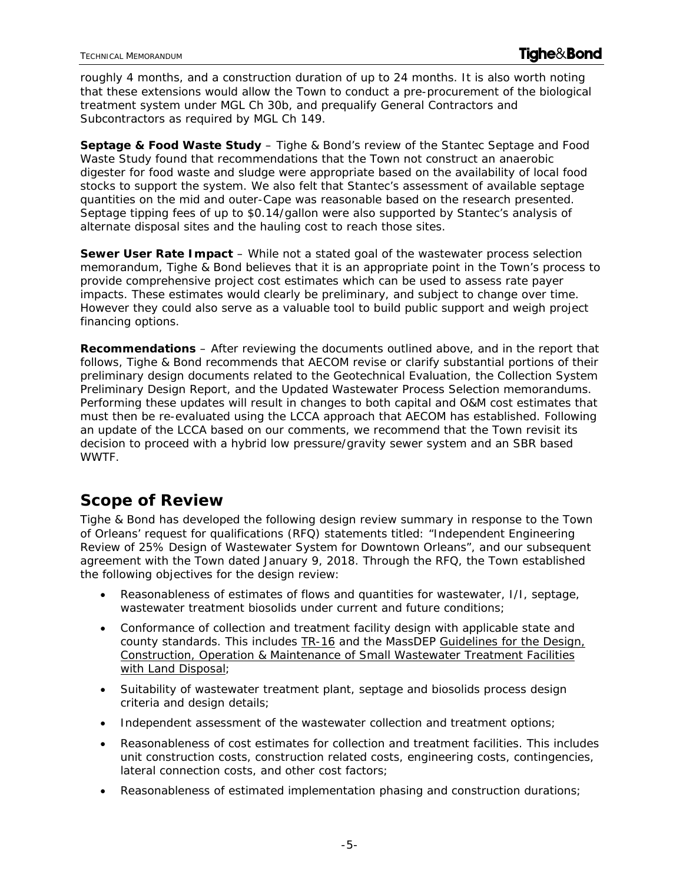roughly 4 months, and a construction duration of up to 24 months. It is also worth noting that these extensions would allow the Town to conduct a pre-procurement of the biological treatment system under MGL Ch 30b, and prequalify General Contractors and Subcontractors as required by MGL Ch 149.

**Septage & Food Waste Study** – Tighe & Bond's review of the Stantec Septage and Food Waste Study found that recommendations that the Town not construct an anaerobic digester for food waste and sludge were appropriate based on the availability of local food stocks to support the system. We also felt that Stantec's assessment of available septage quantities on the mid and outer-Cape was reasonable based on the research presented. Septage tipping fees of up to $0.14/gallon were also supported by Stantec's analysis of alternate disposal sites and the hauling cost to reach those sites.

**Sewer User Rate Impact** – While not a stated goal of the wastewater process selection memorandum, Tighe & Bond believes that it is an appropriate point in the Town's process to provide comprehensive project cost estimates which can be used to assess rate payer impacts. These estimates would clearly be preliminary, and subject to change over time. However they could also serve as a valuable tool to build public support and weigh project financing options.

**Recommendations** – After reviewing the documents outlined above, and in the report that follows, Tighe & Bond recommends that AECOM revise or clarify substantial portions of their preliminary design documents related to the Geotechnical Evaluation, the Collection System Preliminary Design Report, and the Updated Wastewater Process Selection memorandums. Performing these updates will result in changes to both capital and O&M cost estimates that must then be re-evaluated using the LCCA approach that AECOM has established. Following an update of the LCCA based on our comments, we recommend that the Town revisit its decision to proceed with a hybrid low pressure/gravity sewer system and an SBR based WWTF.

## Scope of Review

Tighe & Bond has developed the following design review summary in response to the Town of Orleans' request for qualifications (RFQ) statements titled: "Independent Engineering Review of 25% Design of Wastewater System for Downtown Orleans", and our subsequent agreement with the Town dated January 9, 2018. Through the RFQ, the Town established the following objectives for the design review:

- Reasonableness of estimates of flows and quantities for wastewater, I/I, septage, wastewater treatment biosolids under current and future conditions;
- Conformance of collection and treatment facility design with applicable state and county standards. This includes TR-16 and the MassDEP Guidelines for the Design, Construction, Operation & Maintenance of Small Wastewater Treatment Facilities with Land Disposal;
- Suitability of wastewater treatment plant, septage and biosolids process design criteria and design details;
- Independent assessment of the wastewater collection and treatment options;
- Reasonableness of cost estimates for collection and treatment facilities. This includes unit construction costs, construction related costs, engineering costs, contingencies, lateral connection costs, and other cost factors;
- Reasonableness of estimated implementation phasing and construction durations;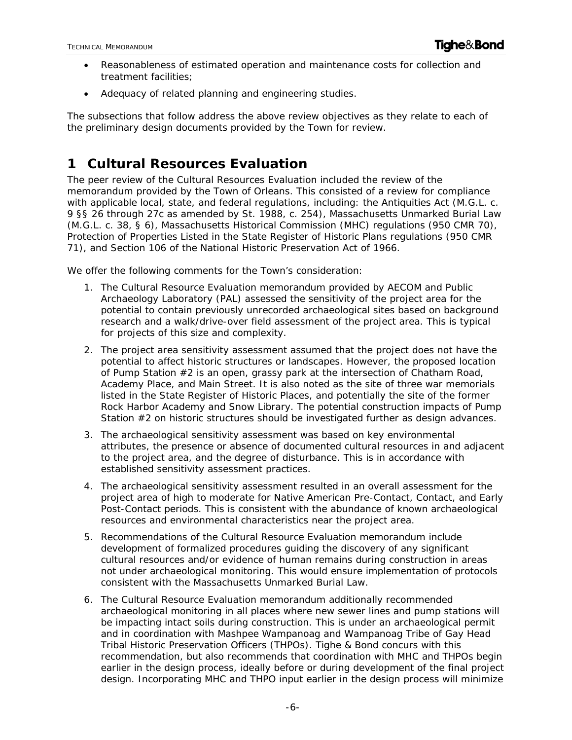- Reasonableness of estimated operation and maintenance costs for collection and treatment facilities;
- Adequacy of related planning and engineering studies.

The subsections that follow address the above review objectives as they relate to each of the preliminary design documents provided by the Town for review.

# 1 Cultural Resources Evaluation

The peer review of the Cultural Resources Evaluation included the review of the memorandum provided by the Town of Orleans. This consisted of a review for compliance with applicable local, state, and federal regulations, including: the Antiquities Act (M.G.L. c. 9 §§ 26 through 27c as amended by St. 1988, c. 254), Massachusetts Unmarked Burial Law (M.G.L. c. 38, § 6), Massachusetts Historical Commission (MHC) regulations (950 CMR 70), Protection of Properties Listed in the State Register of Historic Plans regulations (950 CMR 71), and Section 106 of the National Historic Preservation Act of 1966.

We offer the following comments for the Town's consideration:

1. The Cultural Resource Evaluation memorandum provided by AECOM and Public Archaeology Laboratory (PAL) assessed the sensitivity of the project area for the potential to contain previously unrecorded archaeological sites based on background research and a walk/drive-over field assessment of the project area. This is typical for projects of this size and complexity.
2. The project area sensitivity assessment assumed that the project does not have the potential to affect historic structures or landscapes. However, the proposed location of Pump Station #2 is an open, grassy park at the intersection of Chatham Road, Academy Place, and Main Street. It is also noted as the site of three war memorials listed in the State Register of Historic Places, and potentially the site of the former Rock Harbor Academy and Snow Library. The potential construction impacts of Pump Station #2 on historic structures should be investigated further as design advances.
3. The archaeological sensitivity assessment was based on key environmental attributes, the presence or absence of documented cultural resources in and adjacent to the project area, and the degree of disturbance. This is in accordance with established sensitivity assessment practices.
4. The archaeological sensitivity assessment resulted in an overall assessment for the project area of high to moderate for Native American Pre-Contact, Contact, and Early Post-Contact periods. This is consistent with the abundance of known archaeological resources and environmental characteristics near the project area.
5. Recommendations of the Cultural Resource Evaluation memorandum include development of formalized procedures guiding the discovery of any significant cultural resources and/or evidence of human remains during construction in areas not under archaeological monitoring. This would ensure implementation of protocols consistent with the Massachusetts Unmarked Burial Law.
6. The Cultural Resource Evaluation memorandum additionally recommended archaeological monitoring in all places where new sewer lines and pump stations will be impacting intact soils during construction. This is under an archaeological permit and in coordination with Mashpee Wampanoag and Wampanoag Tribe of Gay Head Tribal Historic Preservation Officers (THPOs). Tighe & Bond concurs with this recommendation, but also recommends that coordination with MHC and THPOs begin earlier in the design process, ideally before or during development of the final project design. Incorporating MHC and THPO input earlier in the design process will minimize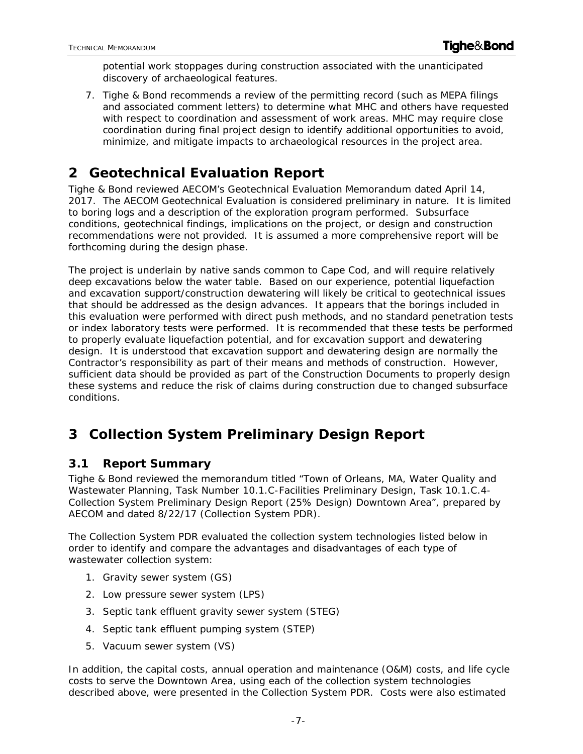potential work stoppages during construction associated with the unanticipated discovery of archaeological features.

7. Tighe & Bond recommends a review of the permitting record (such as MEPA filings and associated comment letters) to determine what MHC and others have requested with respect to coordination and assessment of work areas. MHC may require close coordination during final project design to identify additional opportunities to avoid, minimize, and mitigate impacts to archaeological resources in the project area.

# 2 Geotechnical Evaluation Report

Tighe & Bond reviewed AECOM's Geotechnical Evaluation Memorandum dated April 14, 2017. The AECOM Geotechnical Evaluation is considered preliminary in nature. It is limited to boring logs and a description of the exploration program performed. Subsurface conditions, geotechnical findings, implications on the project, or design and construction recommendations were not provided. It is assumed a more comprehensive report will be forthcoming during the design phase.

The project is underlain by native sands common to Cape Cod, and will require relatively deep excavations below the water table. Based on our experience, potential liquefaction and excavation support/construction dewatering will likely be critical to geotechnical issues that should be addressed as the design advances. It appears that the borings included in this evaluation were performed with direct push methods, and no standard penetration tests or index laboratory tests were performed. It is recommended that these tests be performed to properly evaluate liquefaction potential, and for excavation support and dewatering design. It is understood that excavation support and dewatering design are normally the Contractor's responsibility as part of their means and methods of construction. However, sufficient data should be provided as part of the Construction Documents to properly design these systems and reduce the risk of claims during construction due to changed subsurface conditions.

# 3 Collection System Preliminary Design Report

## 3.1 Report Summary

Tighe & Bond reviewed the memorandum titled "Town of Orleans, MA, Water Quality and Wastewater Planning, Task Number 10.1.C-Facilities Preliminary Design, Task 10.1.C.4-Collection System Preliminary Design Report (25% Design) Downtown Area", prepared by AECOM and dated 8/22/17 (Collection System PDR).

The Collection System PDR evaluated the collection system technologies listed below in order to identify and compare the advantages and disadvantages of each type of wastewater collection system:

1. Gravity sewer system (GS)
2. Low pressure sewer system (LPS)
3. Septic tank effluent gravity sewer system (STEG)
4. Septic tank effluent pumping system (STEP)
5. Vacuum sewer system (VS)

In addition, the capital costs, annual operation and maintenance (O&M) costs, and life cycle costs to serve the Downtown Area, using each of the collection system technologies described above, were presented in the Collection System PDR. Costs were also estimated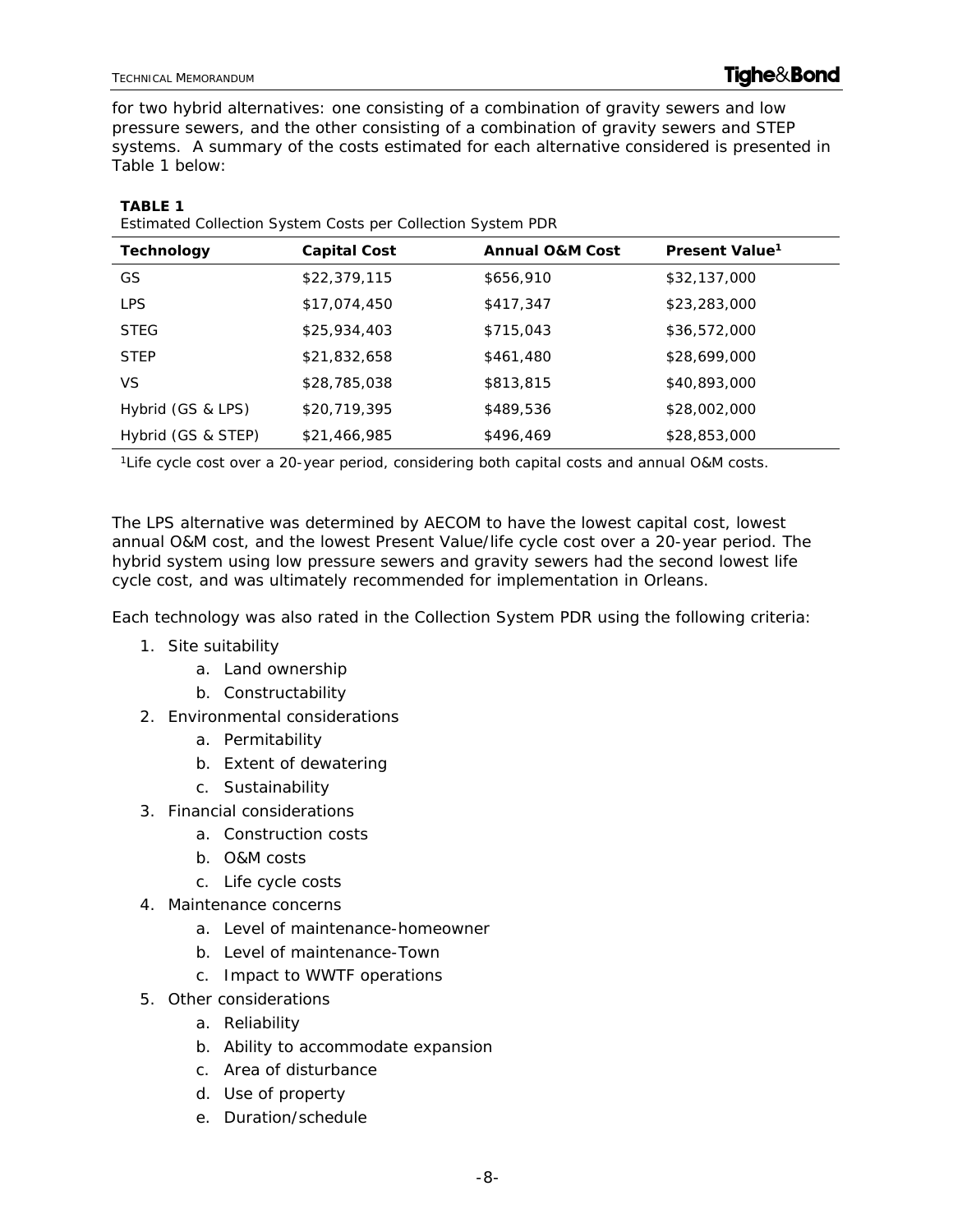for two hybrid alternatives: one consisting of a combination of gravity sewers and low pressure sewers, and the other consisting of a combination of gravity sewers and STEP systems. A summary of the costs estimated for each alternative considered is presented in Table 1 below:

**TABLE 1**
Estimated Collection System Costs per Collection System PDR

| Technology | Capital Cost | Annual O&M Cost | Present Value[1] |
|---|---|---|---|
| GS | $22,379,115 | $656,910 | $32,137,000 |
| LPS | $17,074,450 | $417,347 | $23,283,000 |
| STEG | $25,934,403 | $715,043 | $36,572,000 |
| STEP | $21,832,658 | $461,480 | $28,699,000 |
| VS | $28,785,038 | $813,815 | $40,893,000 |
| Hybrid (GS & LPS) | $20,719,395 | $489,536 | $28,002,000 |
| Hybrid (GS & STEP) | $21,466,985 | $496,469 | $28,853,000 |

[1]Life cycle cost over a 20-year period, considering both capital costs and annual O&M costs.

The LPS alternative was determined by AECOM to have the lowest capital cost, lowest annual O&M cost, and the lowest Present Value/life cycle cost over a 20-year period. The hybrid system using low pressure sewers and gravity sewers had the second lowest life cycle cost, and was ultimately recommended for implementation in Orleans.

Each technology was also rated in the Collection System PDR using the following criteria:

1. Site suitability
   a. Land ownership
   b. Constructability
2. Environmental considerations
   a. Permitability
   b. Extent of dewatering
   c. Sustainability
3. Financial considerations
   a. Construction costs
   b. O&M costs
   c. Life cycle costs
4. Maintenance concerns
   a. Level of maintenance-homeowner
   b. Level of maintenance-Town
   c. Impact to WWTF operations
5. Other considerations
   a. Reliability
   b. Ability to accommodate expansion
   c. Area of disturbance
   d. Use of property
   e. Duration/schedule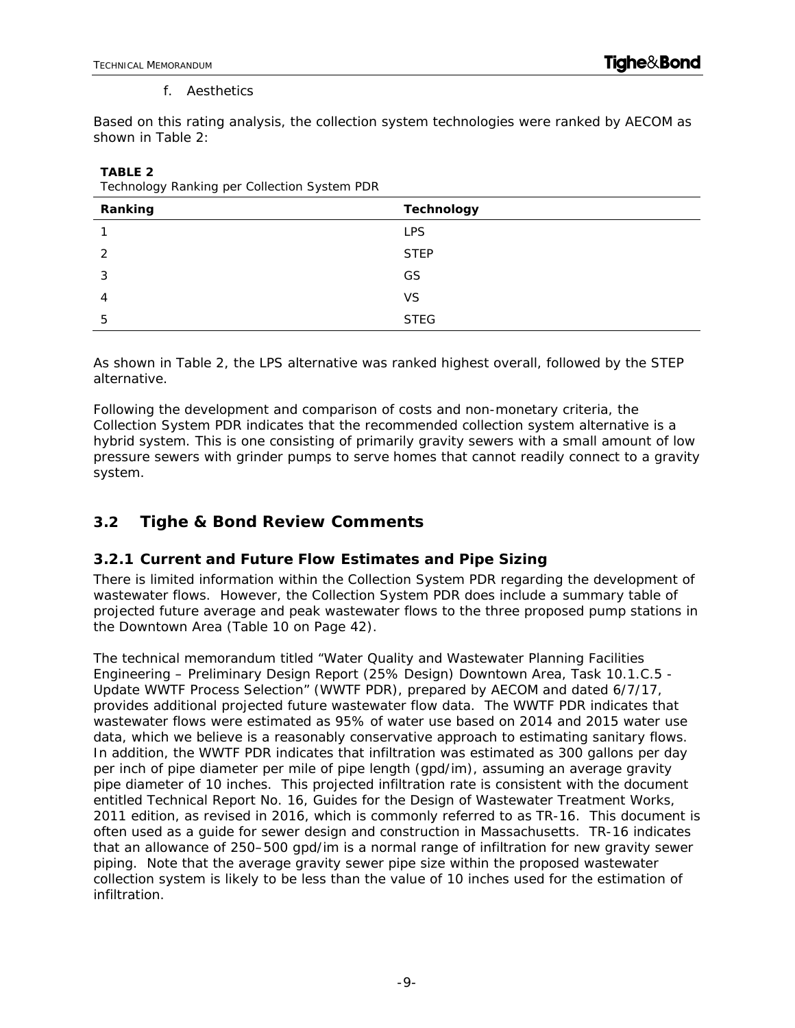f. Aesthetics

Based on this rating analysis, the collection system technologies were ranked by AECOM as shown in Table 2:

**TABLE 2**
Technology Ranking per Collection System PDR

| Ranking | Technology |
|---|---|
| 1 | LPS |
| 2 | STEP |
| 3 | GS |
| 4 | VS |
| 5 | STEG |

As shown in Table 2, the LPS alternative was ranked highest overall, followed by the STEP alternative.

Following the development and comparison of costs and non-monetary criteria, the Collection System PDR indicates that the recommended collection system alternative is a hybrid system. This is one consisting of primarily gravity sewers with a small amount of low pressure sewers with grinder pumps to serve homes that cannot readily connect to a gravity system.

## 3.2 Tighe & Bond Review Comments

### 3.2.1 Current and Future Flow Estimates and Pipe Sizing

There is limited information within the Collection System PDR regarding the development of wastewater flows. However, the Collection System PDR does include a summary table of projected future average and peak wastewater flows to the three proposed pump stations in the Downtown Area (Table 10 on Page 42).

The technical memorandum titled "Water Quality and Wastewater Planning Facilities Engineering – Preliminary Design Report (25% Design) Downtown Area, Task 10.1.C.5 - Update WWTF Process Selection" (WWTF PDR), prepared by AECOM and dated 6/7/17, provides additional projected future wastewater flow data. The WWTF PDR indicates that wastewater flows were estimated as 95% of water use based on 2014 and 2015 water use data, which we believe is a reasonably conservative approach to estimating sanitary flows. In addition, the WWTF PDR indicates that infiltration was estimated as 300 gallons per day per inch of pipe diameter per mile of pipe length (gpd/im), assuming an average gravity pipe diameter of 10 inches. This projected infiltration rate is consistent with the document entitled Technical Report No. 16, Guides for the Design of Wastewater Treatment Works, 2011 edition, as revised in 2016, which is commonly referred to as TR-16. This document is often used as a guide for sewer design and construction in Massachusetts. TR-16 indicates that an allowance of 250–500 gpd/im is a normal range of infiltration for new gravity sewer piping. Note that the average gravity sewer pipe size within the proposed wastewater collection system is likely to be less than the value of 10 inches used for the estimation of infiltration.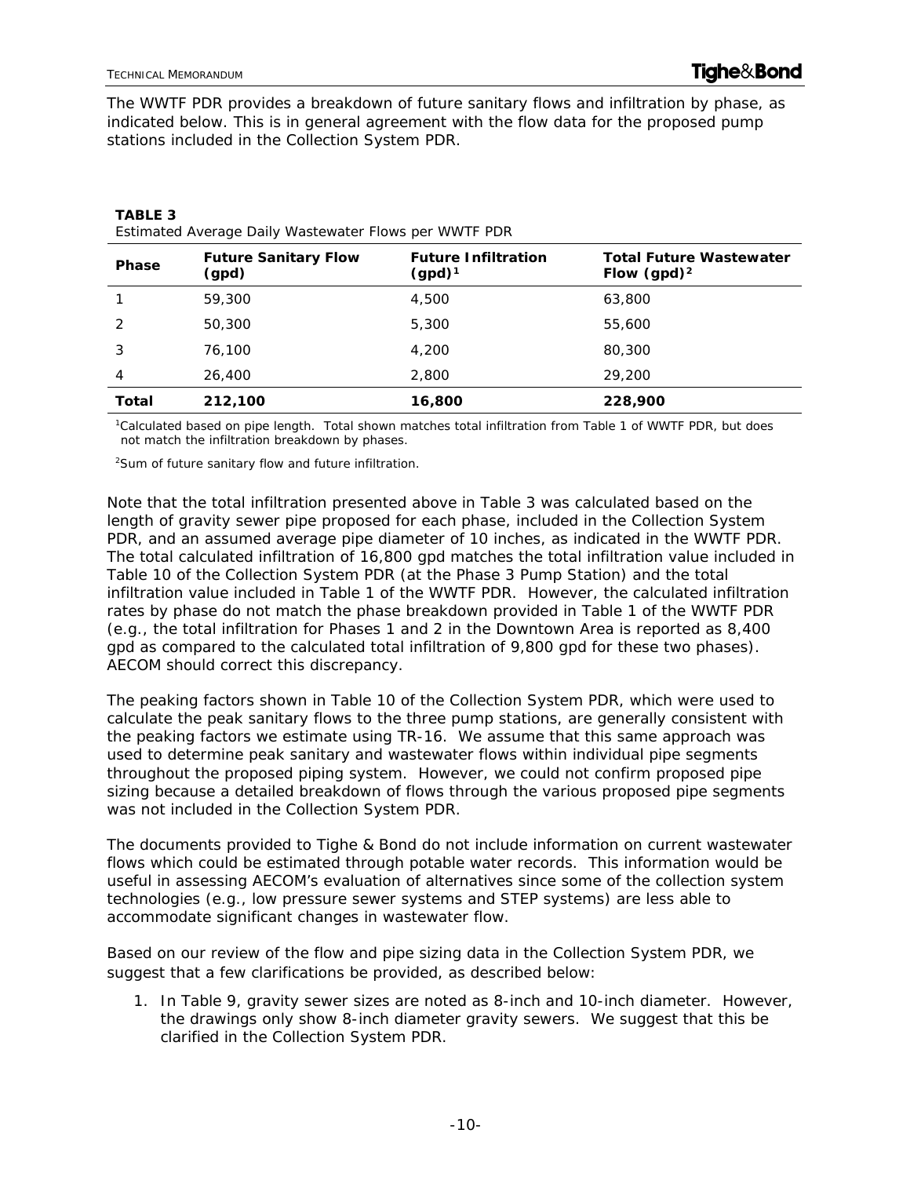The WWTF PDR provides a breakdown of future sanitary flows and infiltration by phase, as indicated below. This is in general agreement with the flow data for the proposed pump stations included in the Collection System PDR.

**TABLE 3**
Estimated Average Daily Wastewater Flows per WWTF PDR

| Phase | Future Sanitary Flow (gpd) | Future Infiltration (gpd)[1] | Total Future Wastewater Flow (gpd)[2] |
|---|---|---|---|
| 1 | 59,300 | 4,500 | 63,800 |
| 2 | 50,300 | 5,300 | 55,600 |
| 3 | 76,100 | 4,200 | 80,300 |
| 4 | 26,400 | 2,800 | 29,200 |
| **Total** | **212,100** | **16,800** | **228,900** |

[1]Calculated based on pipe length. Total shown matches total infiltration from Table 1 of WWTF PDR, but does not match the infiltration breakdown by phases.

[2]Sum of future sanitary flow and future infiltration.

Note that the total infiltration presented above in Table 3 was calculated based on the length of gravity sewer pipe proposed for each phase, included in the Collection System PDR, and an assumed average pipe diameter of 10 inches, as indicated in the WWTF PDR. The total calculated infiltration of 16,800 gpd matches the total infiltration value included in Table 10 of the Collection System PDR (at the Phase 3 Pump Station) and the total infiltration value included in Table 1 of the WWTF PDR. However, the calculated infiltration rates by phase do not match the phase breakdown provided in Table 1 of the WWTF PDR (e.g., the total infiltration for Phases 1 and 2 in the Downtown Area is reported as 8,400 gpd as compared to the calculated total infiltration of 9,800 gpd for these two phases). AECOM should correct this discrepancy.

The peaking factors shown in Table 10 of the Collection System PDR, which were used to calculate the peak sanitary flows to the three pump stations, are generally consistent with the peaking factors we estimate using TR-16. We assume that this same approach was used to determine peak sanitary and wastewater flows within individual pipe segments throughout the proposed piping system. However, we could not confirm proposed pipe sizing because a detailed breakdown of flows through the various proposed pipe segments was not included in the Collection System PDR.

The documents provided to Tighe & Bond do not include information on current wastewater flows which could be estimated through potable water records. This information would be useful in assessing AECOM's evaluation of alternatives since some of the collection system technologies (e.g., low pressure sewer systems and STEP systems) are less able to accommodate significant changes in wastewater flow.

Based on our review of the flow and pipe sizing data in the Collection System PDR, we suggest that a few clarifications be provided, as described below:

1. In Table 9, gravity sewer sizes are noted as 8-inch and 10-inch diameter. However, the drawings only show 8-inch diameter gravity sewers. We suggest that this be clarified in the Collection System PDR.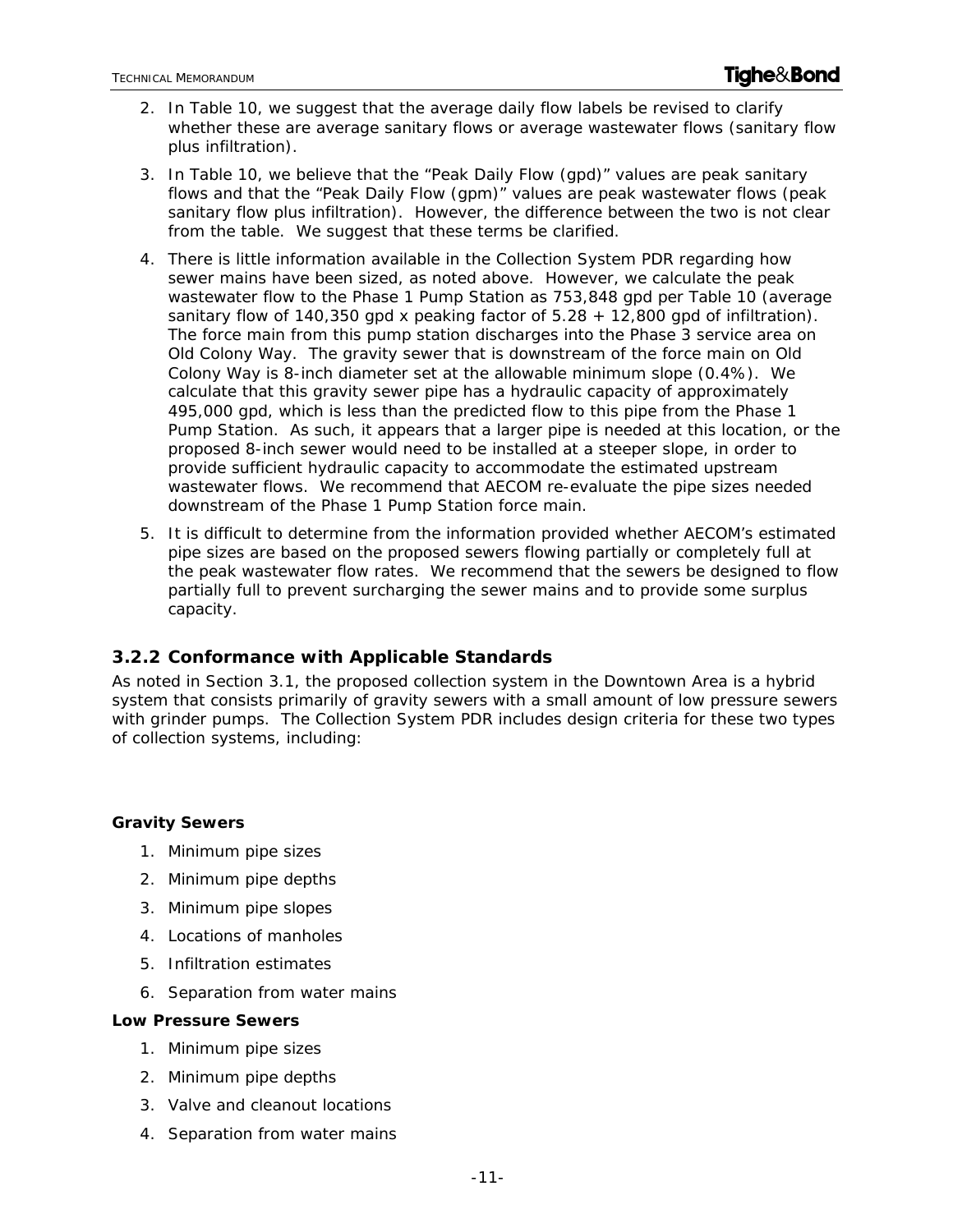2. In Table 10, we suggest that the average daily flow labels be revised to clarify whether these are average sanitary flows or average wastewater flows (sanitary flow plus infiltration).
3. In Table 10, we believe that the "Peak Daily Flow (gpd)" values are peak sanitary flows and that the "Peak Daily Flow (gpm)" values are peak wastewater flows (peak sanitary flow plus infiltration). However, the difference between the two is not clear from the table. We suggest that these terms be clarified.
4. There is little information available in the Collection System PDR regarding how sewer mains have been sized, as noted above. However, we calculate the peak wastewater flow to the Phase 1 Pump Station as 753,848 gpd per Table 10 (average sanitary flow of 140,350 gpd x peaking factor of 5.28 + 12,800 gpd of infiltration). The force main from this pump station discharges into the Phase 3 service area on Old Colony Way. The gravity sewer that is downstream of the force main on Old Colony Way is 8-inch diameter set at the allowable minimum slope (0.4%). We calculate that this gravity sewer pipe has a hydraulic capacity of approximately 495,000 gpd, which is less than the predicted flow to this pipe from the Phase 1 Pump Station. As such, it appears that a larger pipe is needed at this location, or the proposed 8-inch sewer would need to be installed at a steeper slope, in order to provide sufficient hydraulic capacity to accommodate the estimated upstream wastewater flows. We recommend that AECOM re-evaluate the pipe sizes needed downstream of the Phase 1 Pump Station force main.
5. It is difficult to determine from the information provided whether AECOM's estimated pipe sizes are based on the proposed sewers flowing partially or completely full at the peak wastewater flow rates. We recommend that the sewers be designed to flow partially full to prevent surcharging the sewer mains and to provide some surplus capacity.

### 3.2.2 Conformance with Applicable Standards

As noted in Section 3.1, the proposed collection system in the Downtown Area is a hybrid system that consists primarily of gravity sewers with a small amount of low pressure sewers with grinder pumps. The Collection System PDR includes design criteria for these two types of collection systems, including:

**Gravity Sewers**

1. Minimum pipe sizes
2. Minimum pipe depths
3. Minimum pipe slopes
4. Locations of manholes
5. Infiltration estimates
6. Separation from water mains

**Low Pressure Sewers**

1. Minimum pipe sizes
2. Minimum pipe depths
3. Valve and cleanout locations
4. Separation from water mains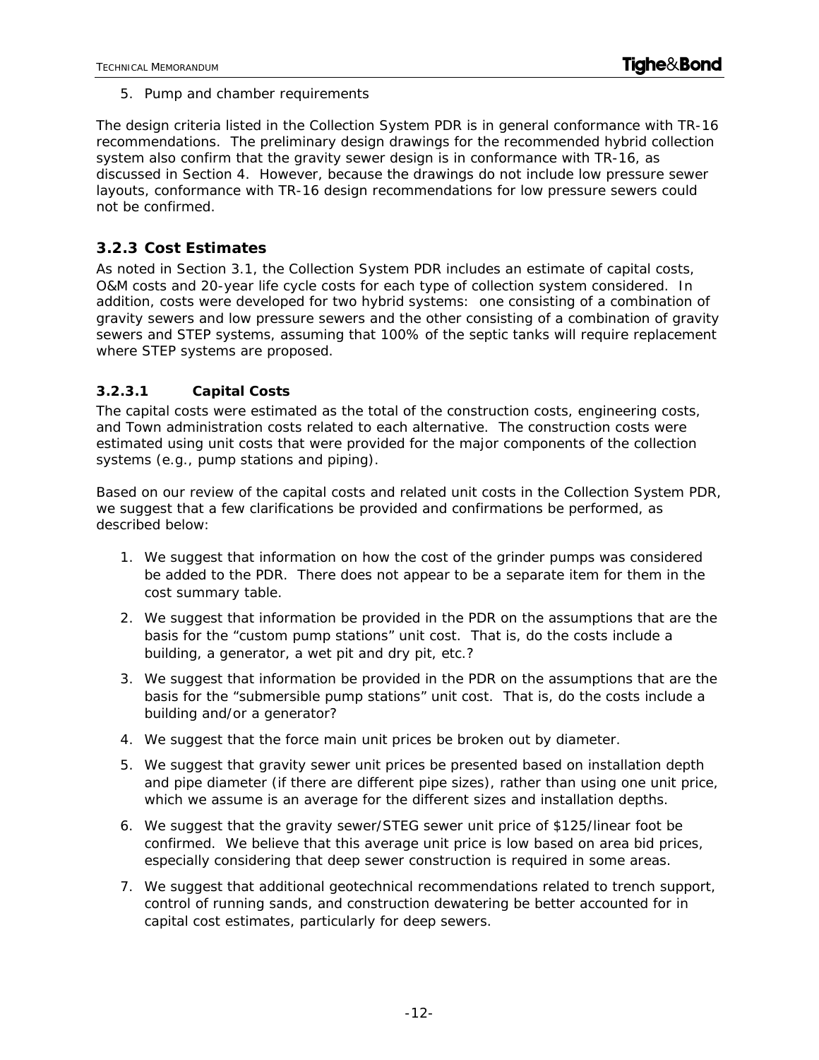5. Pump and chamber requirements

The design criteria listed in the Collection System PDR is in general conformance with TR-16 recommendations. The preliminary design drawings for the recommended hybrid collection system also confirm that the gravity sewer design is in conformance with TR-16, as discussed in Section 4. However, because the drawings do not include low pressure sewer layouts, conformance with TR-16 design recommendations for low pressure sewers could not be confirmed.

### 3.2.3 Cost Estimates

As noted in Section 3.1, the Collection System PDR includes an estimate of capital costs, O&M costs and 20-year life cycle costs for each type of collection system considered. In addition, costs were developed for two hybrid systems: one consisting of a combination of gravity sewers and low pressure sewers and the other consisting of a combination of gravity sewers and STEP systems, assuming that 100% of the septic tanks will require replacement where STEP systems are proposed.

#### 3.2.3.1 Capital Costs

The capital costs were estimated as the total of the construction costs, engineering costs, and Town administration costs related to each alternative. The construction costs were estimated using unit costs that were provided for the major components of the collection systems (e.g., pump stations and piping).

Based on our review of the capital costs and related unit costs in the Collection System PDR, we suggest that a few clarifications be provided and confirmations be performed, as described below:

1. We suggest that information on how the cost of the grinder pumps was considered be added to the PDR. There does not appear to be a separate item for them in the cost summary table.
2. We suggest that information be provided in the PDR on the assumptions that are the basis for the "custom pump stations" unit cost. That is, do the costs include a building, a generator, a wet pit and dry pit, etc.?
3. We suggest that information be provided in the PDR on the assumptions that are the basis for the "submersible pump stations" unit cost. That is, do the costs include a building and/or a generator?
4. We suggest that the force main unit prices be broken out by diameter.
5. We suggest that gravity sewer unit prices be presented based on installation depth and pipe diameter (if there are different pipe sizes), rather than using one unit price, which we assume is an average for the different sizes and installation depths.
6. We suggest that the gravity sewer/STEG sewer unit price of $125/linear foot be confirmed. We believe that this average unit price is low based on area bid prices, especially considering that deep sewer construction is required in some areas.
7. We suggest that additional geotechnical recommendations related to trench support, control of running sands, and construction dewatering be better accounted for in capital cost estimates, particularly for deep sewers.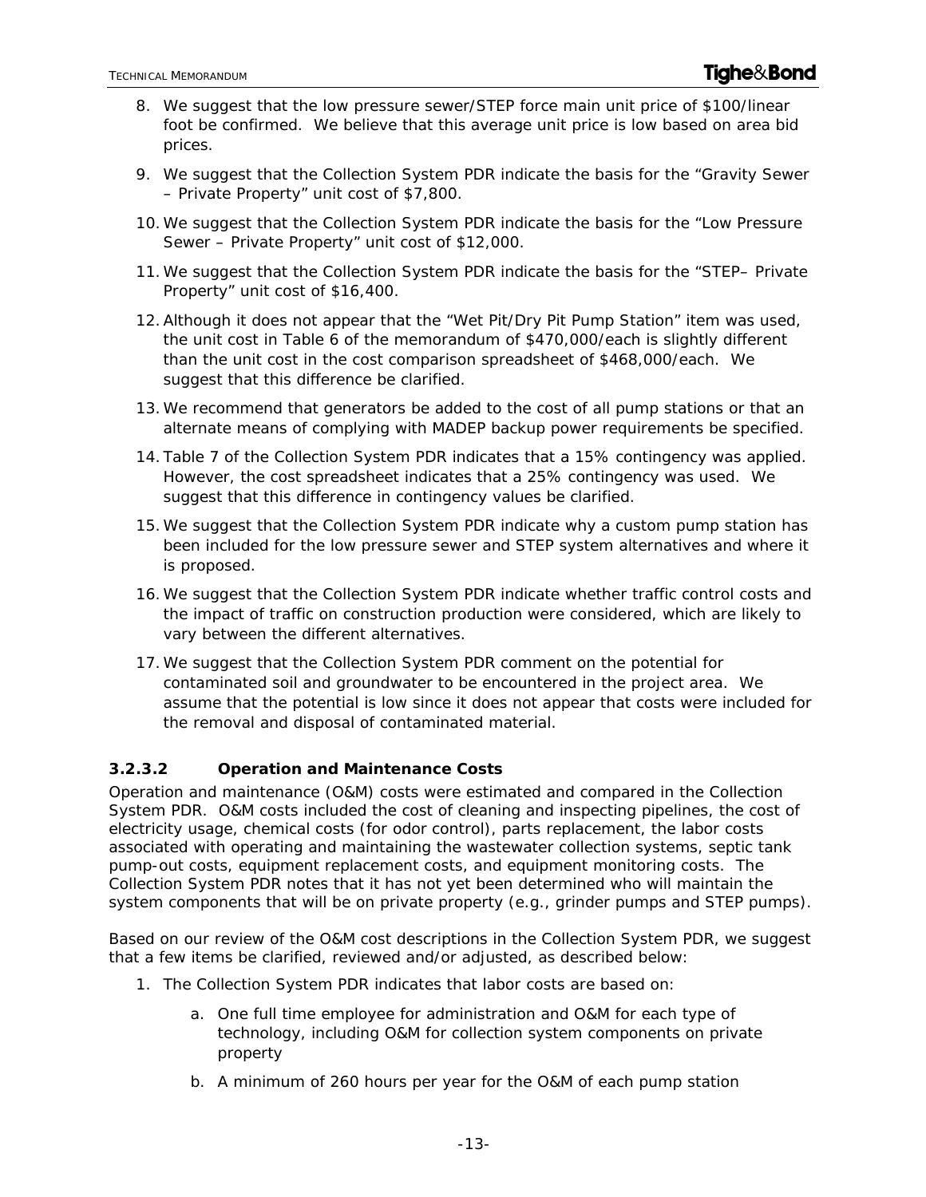8. We suggest that the low pressure sewer/STEP force main unit price of $100/linear foot be confirmed. We believe that this average unit price is low based on area bid prices.

9. We suggest that the Collection System PDR indicate the basis for the "Gravity Sewer – Private Property" unit cost of $7,800.

10. We suggest that the Collection System PDR indicate the basis for the "Low Pressure Sewer – Private Property" unit cost of $12,000.

11. We suggest that the Collection System PDR indicate the basis for the "STEP– Private Property" unit cost of $16,400.

12. Although it does not appear that the "Wet Pit/Dry Pit Pump Station" item was used, the unit cost in Table 6 of the memorandum of $470,000/each is slightly different than the unit cost in the cost comparison spreadsheet of $468,000/each. We suggest that this difference be clarified.

13. We recommend that generators be added to the cost of all pump stations or that an alternate means of complying with MADEP backup power requirements be specified.

14. Table 7 of the Collection System PDR indicates that a 15% contingency was applied. However, the cost spreadsheet indicates that a 25% contingency was used. We suggest that this difference in contingency values be clarified.

15. We suggest that the Collection System PDR indicate why a custom pump station has been included for the low pressure sewer and STEP system alternatives and where it is proposed.

16. We suggest that the Collection System PDR indicate whether traffic control costs and the impact of traffic on construction production were considered, which are likely to vary between the different alternatives.

17. We suggest that the Collection System PDR comment on the potential for contaminated soil and groundwater to be encountered in the project area. We assume that the potential is low since it does not appear that costs were included for the removal and disposal of contaminated material.

#### 3.2.3.2 Operation and Maintenance Costs

Operation and maintenance (O&M) costs were estimated and compared in the Collection System PDR. O&M costs included the cost of cleaning and inspecting pipelines, the cost of electricity usage, chemical costs (for odor control), parts replacement, the labor costs associated with operating and maintaining the wastewater collection systems, septic tank pump-out costs, equipment replacement costs, and equipment monitoring costs. The Collection System PDR notes that it has not yet been determined who will maintain the system components that will be on private property (e.g., grinder pumps and STEP pumps).

Based on our review of the O&M cost descriptions in the Collection System PDR, we suggest that a few items be clarified, reviewed and/or adjusted, as described below:

1. The Collection System PDR indicates that labor costs are based on:
    a. One full time employee for administration and O&M for each type of technology, including O&M for collection system components on private property
    b. A minimum of 260 hours per year for the O&M of each pump station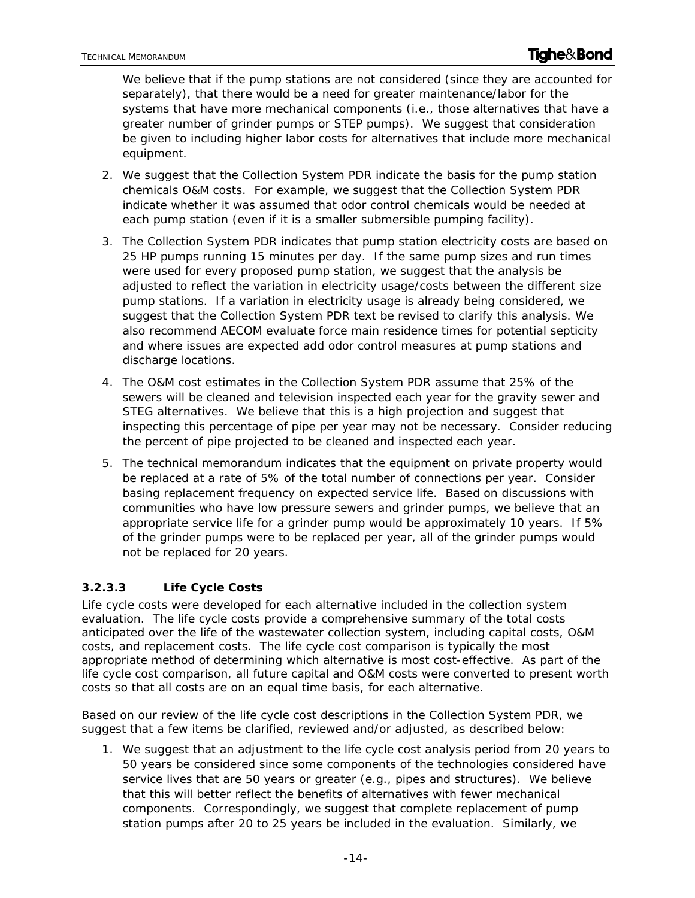We believe that if the pump stations are not considered (since they are accounted for separately), that there would be a need for greater maintenance/labor for the systems that have more mechanical components (i.e., those alternatives that have a greater number of grinder pumps or STEP pumps). We suggest that consideration be given to including higher labor costs for alternatives that include more mechanical equipment.

2. We suggest that the Collection System PDR indicate the basis for the pump station chemicals O&M costs. For example, we suggest that the Collection System PDR indicate whether it was assumed that odor control chemicals would be needed at each pump station (even if it is a smaller submersible pumping facility).

3. The Collection System PDR indicates that pump station electricity costs are based on 25 HP pumps running 15 minutes per day. If the same pump sizes and run times were used for every proposed pump station, we suggest that the analysis be adjusted to reflect the variation in electricity usage/costs between the different size pump stations. If a variation in electricity usage is already being considered, we suggest that the Collection System PDR text be revised to clarify this analysis. We also recommend AECOM evaluate force main residence times for potential septicity and where issues are expected add odor control measures at pump stations and discharge locations.

4. The O&M cost estimates in the Collection System PDR assume that 25% of the sewers will be cleaned and television inspected each year for the gravity sewer and STEG alternatives. We believe that this is a high projection and suggest that inspecting this percentage of pipe per year may not be necessary. Consider reducing the percent of pipe projected to be cleaned and inspected each year.

5. The technical memorandum indicates that the equipment on private property would be replaced at a rate of 5% of the total number of connections per year. Consider basing replacement frequency on expected service life. Based on discussions with communities who have low pressure sewers and grinder pumps, we believe that an appropriate service life for a grinder pump would be approximately 10 years. If 5% of the grinder pumps were to be replaced per year, all of the grinder pumps would not be replaced for 20 years.

#### 3.2.3.3 Life Cycle Costs

Life cycle costs were developed for each alternative included in the collection system evaluation. The life cycle costs provide a comprehensive summary of the total costs anticipated over the life of the wastewater collection system, including capital costs, O&M costs, and replacement costs. The life cycle cost comparison is typically the most appropriate method of determining which alternative is most cost-effective. As part of the life cycle cost comparison, all future capital and O&M costs were converted to present worth costs so that all costs are on an equal time basis, for each alternative.

Based on our review of the life cycle cost descriptions in the Collection System PDR, we suggest that a few items be clarified, reviewed and/or adjusted, as described below:

1. We suggest that an adjustment to the life cycle cost analysis period from 20 years to 50 years be considered since some components of the technologies considered have service lives that are 50 years or greater (e.g., pipes and structures). We believe that this will better reflect the benefits of alternatives with fewer mechanical components. Correspondingly, we suggest that complete replacement of pump station pumps after 20 to 25 years be included in the evaluation. Similarly, we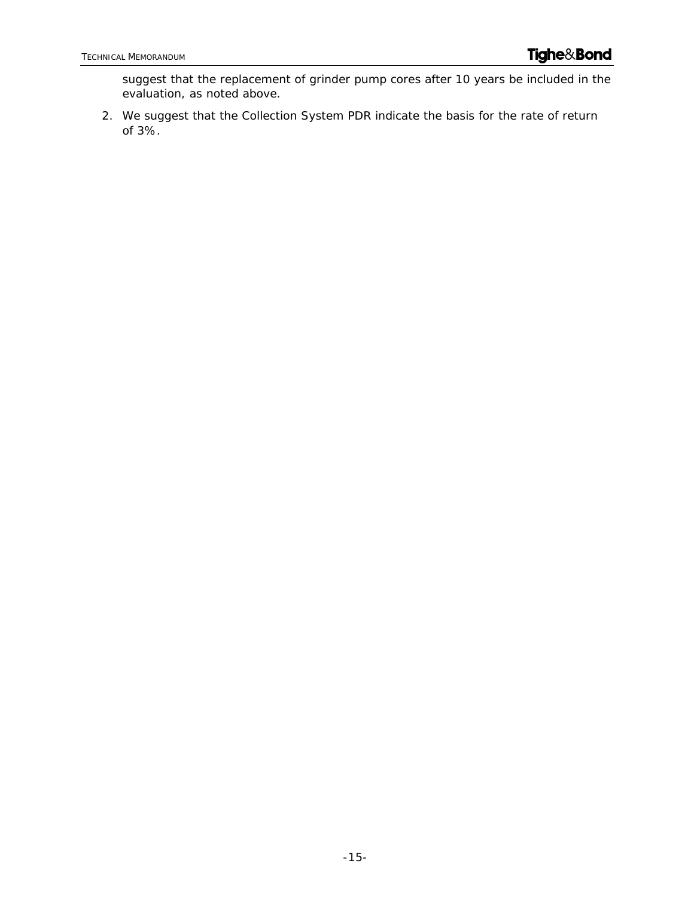suggest that the replacement of grinder pump cores after 10 years be included in the evaluation, as noted above.

2. We suggest that the Collection System PDR indicate the basis for the rate of return of 3%.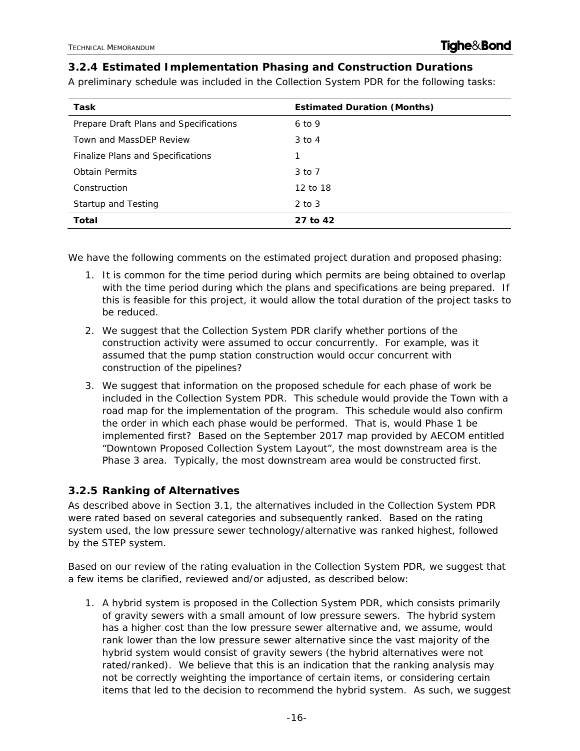### 3.2.4 Estimated Implementation Phasing and Construction Durations

A preliminary schedule was included in the Collection System PDR for the following tasks:

| Task | Estimated Duration (Months) |
|---|---|
| Prepare Draft Plans and Specifications | 6 to 9 |
| Town and MassDEP Review | 3 to 4 |
| Finalize Plans and Specifications | 1 |
| Obtain Permits | 3 to 7 |
| Construction | 12 to 18 |
| Startup and Testing | 2 to 3 |
| **Total** | **27 to 42** |

We have the following comments on the estimated project duration and proposed phasing:

1. It is common for the time period during which permits are being obtained to overlap with the time period during which the plans and specifications are being prepared. If this is feasible for this project, it would allow the total duration of the project tasks to be reduced.
2. We suggest that the Collection System PDR clarify whether portions of the construction activity were assumed to occur concurrently. For example, was it assumed that the pump station construction would occur concurrent with construction of the pipelines?
3. We suggest that information on the proposed schedule for each phase of work be included in the Collection System PDR. This schedule would provide the Town with a road map for the implementation of the program. This schedule would also confirm the order in which each phase would be performed. That is, would Phase 1 be implemented first? Based on the September 2017 map provided by AECOM entitled "Downtown Proposed Collection System Layout", the most downstream area is the Phase 3 area. Typically, the most downstream area would be constructed first.

### 3.2.5 Ranking of Alternatives

As described above in Section 3.1, the alternatives included in the Collection System PDR were rated based on several categories and subsequently ranked. Based on the rating system used, the low pressure sewer technology/alternative was ranked highest, followed by the STEP system.

Based on our review of the rating evaluation in the Collection System PDR, we suggest that a few items be clarified, reviewed and/or adjusted, as described below:

1. A hybrid system is proposed in the Collection System PDR, which consists primarily of gravity sewers with a small amount of low pressure sewers. The hybrid system has a higher cost than the low pressure sewer alternative and, we assume, would rank lower than the low pressure sewer alternative since the vast majority of the hybrid system would consist of gravity sewers (the hybrid alternatives were not rated/ranked). We believe that this is an indication that the ranking analysis may not be correctly weighting the importance of certain items, or considering certain items that led to the decision to recommend the hybrid system. As such, we suggest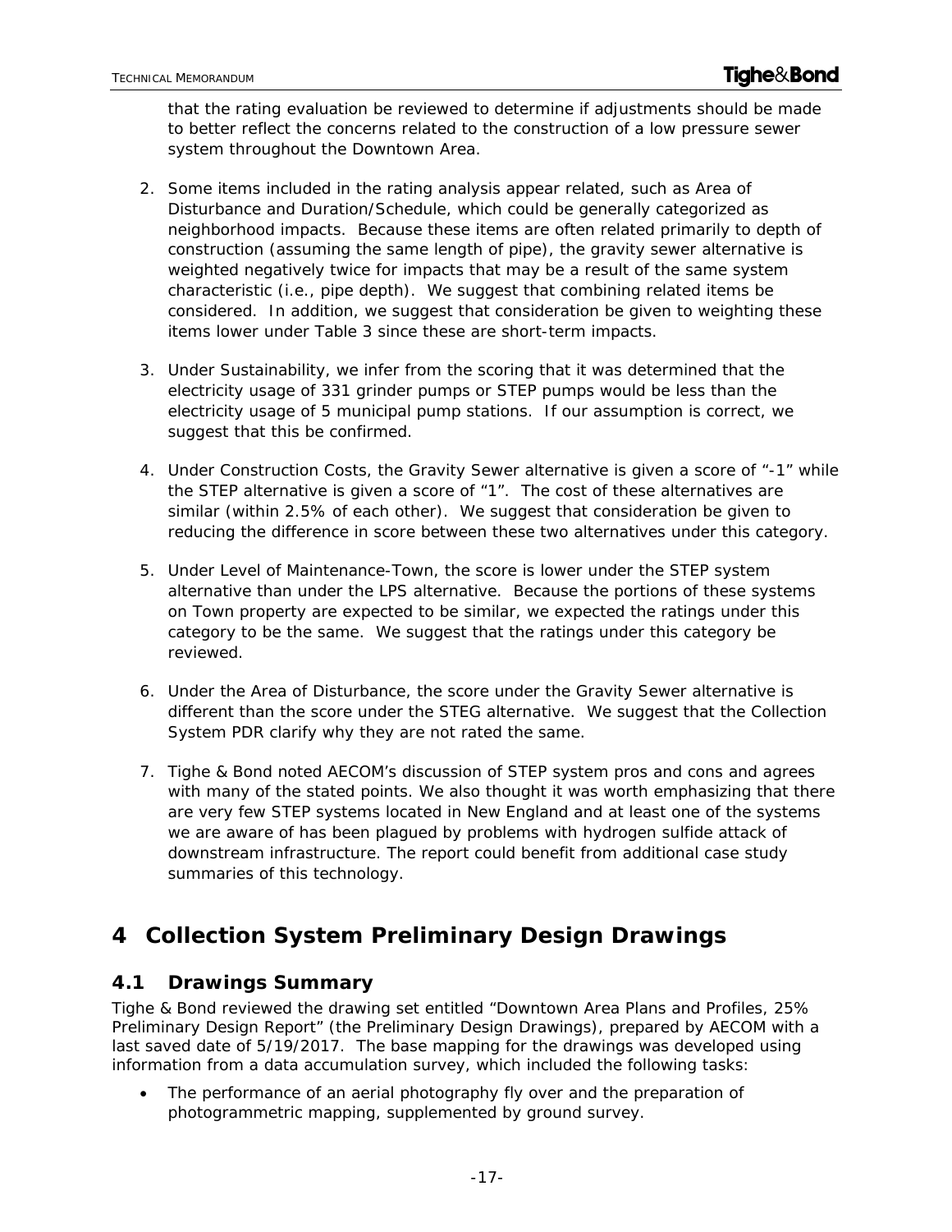that the rating evaluation be reviewed to determine if adjustments should be made to better reflect the concerns related to the construction of a low pressure sewer system throughout the Downtown Area.

2. Some items included in the rating analysis appear related, such as Area of Disturbance and Duration/Schedule, which could be generally categorized as neighborhood impacts. Because these items are often related primarily to depth of construction (assuming the same length of pipe), the gravity sewer alternative is weighted negatively twice for impacts that may be a result of the same system characteristic (i.e., pipe depth). We suggest that combining related items be considered. In addition, we suggest that consideration be given to weighting these items lower under Table 3 since these are short-term impacts.

3. Under Sustainability, we infer from the scoring that it was determined that the electricity usage of 331 grinder pumps or STEP pumps would be less than the electricity usage of 5 municipal pump stations. If our assumption is correct, we suggest that this be confirmed.

4. Under Construction Costs, the Gravity Sewer alternative is given a score of "-1" while the STEP alternative is given a score of "1". The cost of these alternatives are similar (within 2.5% of each other). We suggest that consideration be given to reducing the difference in score between these two alternatives under this category.

5. Under Level of Maintenance-Town, the score is lower under the STEP system alternative than under the LPS alternative. Because the portions of these systems on Town property are expected to be similar, we expected the ratings under this category to be the same. We suggest that the ratings under this category be reviewed.

6. Under the Area of Disturbance, the score under the Gravity Sewer alternative is different than the score under the STEG alternative. We suggest that the Collection System PDR clarify why they are not rated the same.

7. Tighe & Bond noted AECOM's discussion of STEP system pros and cons and agrees with many of the stated points. We also thought it was worth emphasizing that there are very few STEP systems located in New England and at least one of the systems we are aware of has been plagued by problems with hydrogen sulfide attack of downstream infrastructure. The report could benefit from additional case study summaries of this technology.

# 4 Collection System Preliminary Design Drawings

## 4.1 Drawings Summary

Tighe & Bond reviewed the drawing set entitled "Downtown Area Plans and Profiles, 25% Preliminary Design Report" (the Preliminary Design Drawings), prepared by AECOM with a last saved date of 5/19/2017. The base mapping for the drawings was developed using information from a data accumulation survey, which included the following tasks:

- The performance of an aerial photography fly over and the preparation of photogrammetric mapping, supplemented by ground survey.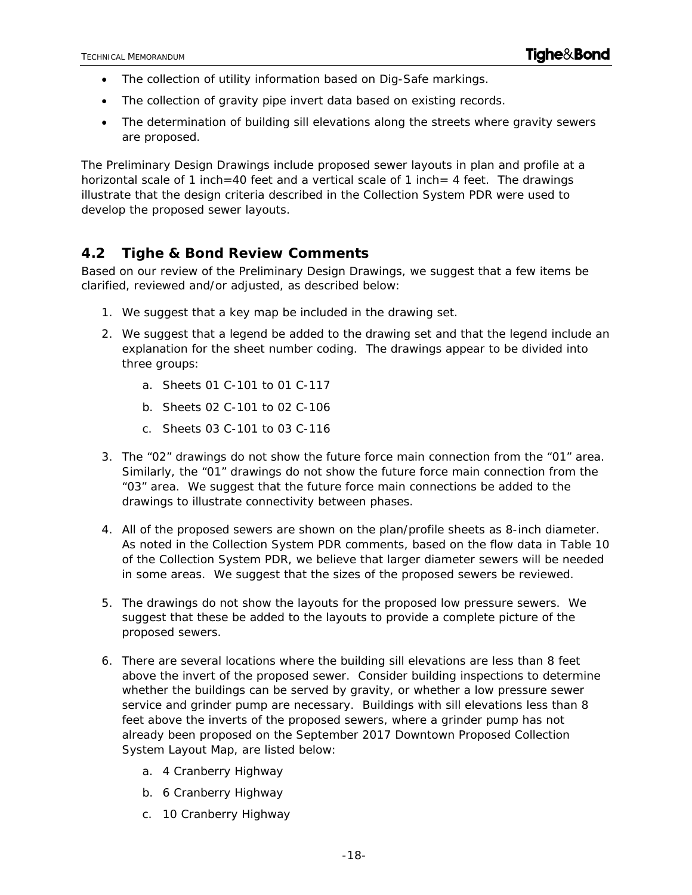- The collection of utility information based on Dig-Safe markings.
- The collection of gravity pipe invert data based on existing records.
- The determination of building sill elevations along the streets where gravity sewers are proposed.

The Preliminary Design Drawings include proposed sewer layouts in plan and profile at a horizontal scale of 1 inch=40 feet and a vertical scale of 1 inch= 4 feet. The drawings illustrate that the design criteria described in the Collection System PDR were used to develop the proposed sewer layouts.

## 4.2 Tighe & Bond Review Comments

Based on our review of the Preliminary Design Drawings, we suggest that a few items be clarified, reviewed and/or adjusted, as described below:

1. We suggest that a key map be included in the drawing set.
2. We suggest that a legend be added to the drawing set and that the legend include an explanation for the sheet number coding. The drawings appear to be divided into three groups:
    a. Sheets 01 C-101 to 01 C-117
    b. Sheets 02 C-101 to 02 C-106
    c. Sheets 03 C-101 to 03 C-116
3. The "02" drawings do not show the future force main connection from the "01" area. Similarly, the "01" drawings do not show the future force main connection from the "03" area. We suggest that the future force main connections be added to the drawings to illustrate connectivity between phases.
4. All of the proposed sewers are shown on the plan/profile sheets as 8-inch diameter. As noted in the Collection System PDR comments, based on the flow data in Table 10 of the Collection System PDR, we believe that larger diameter sewers will be needed in some areas. We suggest that the sizes of the proposed sewers be reviewed.
5. The drawings do not show the layouts for the proposed low pressure sewers. We suggest that these be added to the layouts to provide a complete picture of the proposed sewers.
6. There are several locations where the building sill elevations are less than 8 feet above the invert of the proposed sewer. Consider building inspections to determine whether the buildings can be served by gravity, or whether a low pressure sewer service and grinder pump are necessary. Buildings with sill elevations less than 8 feet above the inverts of the proposed sewers, where a grinder pump has not already been proposed on the September 2017 Downtown Proposed Collection System Layout Map, are listed below:
    a. 4 Cranberry Highway
    b. 6 Cranberry Highway
    c. 10 Cranberry Highway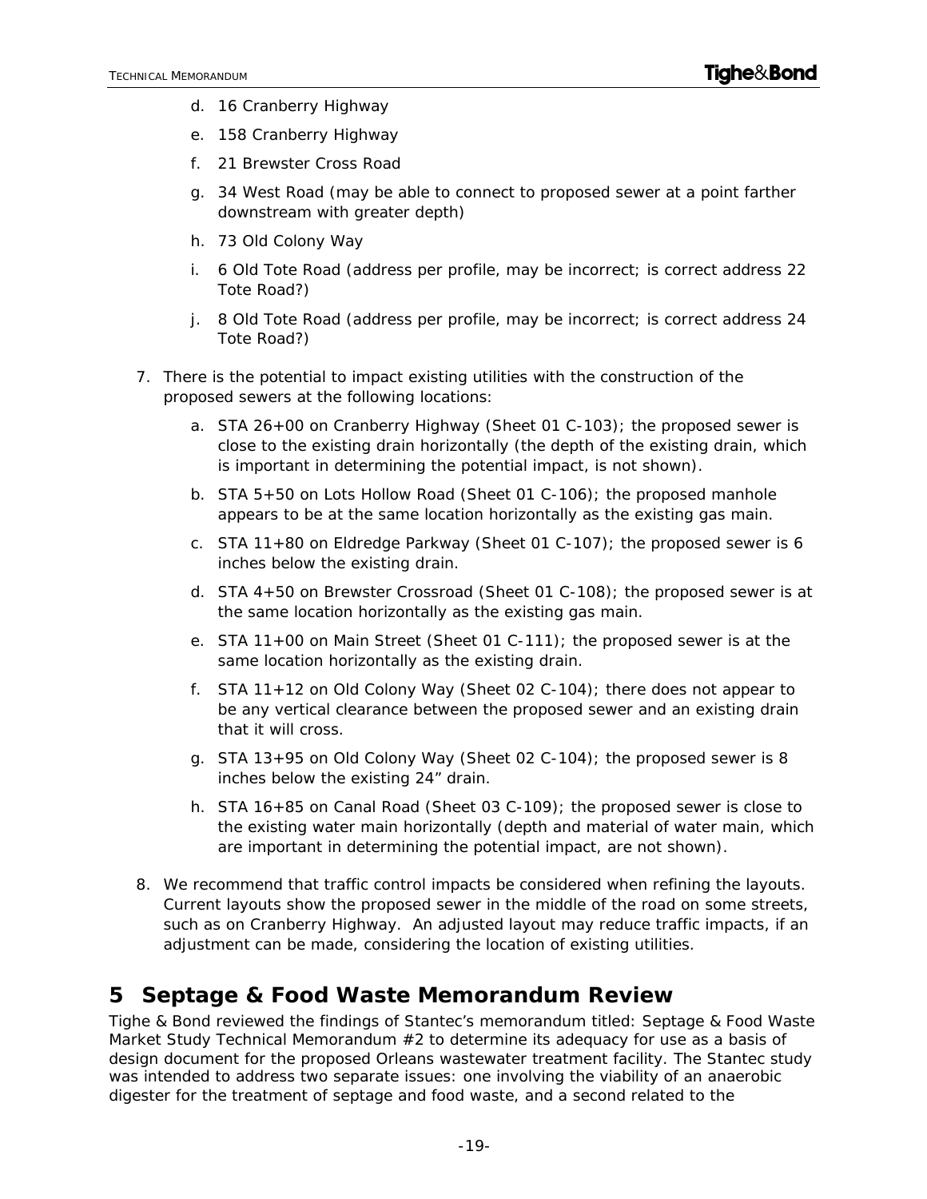d. 16 Cranberry Highway

e. 158 Cranberry Highway

f. 21 Brewster Cross Road

g. 34 West Road (may be able to connect to proposed sewer at a point farther downstream with greater depth)

h. 73 Old Colony Way

i. 6 Old Tote Road (address per profile, may be incorrect; is correct address 22 Tote Road?)

j. 8 Old Tote Road (address per profile, may be incorrect; is correct address 24 Tote Road?)

7. There is the potential to impact existing utilities with the construction of the proposed sewers at the following locations:

   a. STA 26+00 on Cranberry Highway (Sheet 01 C-103); the proposed sewer is close to the existing drain horizontally (the depth of the existing drain, which is important in determining the potential impact, is not shown).

   b. STA 5+50 on Lots Hollow Road (Sheet 01 C-106); the proposed manhole appears to be at the same location horizontally as the existing gas main.

   c. STA 11+80 on Eldredge Parkway (Sheet 01 C-107); the proposed sewer is 6 inches below the existing drain.

   d. STA 4+50 on Brewster Crossroad (Sheet 01 C-108); the proposed sewer is at the same location horizontally as the existing gas main.

   e. STA 11+00 on Main Street (Sheet 01 C-111); the proposed sewer is at the same location horizontally as the existing drain.

   f. STA 11+12 on Old Colony Way (Sheet 02 C-104); there does not appear to be any vertical clearance between the proposed sewer and an existing drain that it will cross.

   g. STA 13+95 on Old Colony Way (Sheet 02 C-104); the proposed sewer is 8 inches below the existing 24" drain.

   h. STA 16+85 on Canal Road (Sheet 03 C-109); the proposed sewer is close to the existing water main horizontally (depth and material of water main, which are important in determining the potential impact, are not shown).

8. We recommend that traffic control impacts be considered when refining the layouts. Current layouts show the proposed sewer in the middle of the road on some streets, such as on Cranberry Highway. An adjusted layout may reduce traffic impacts, if an adjustment can be made, considering the location of existing utilities.

# 5 Septage & Food Waste Memorandum Review

Tighe & Bond reviewed the findings of Stantec's memorandum titled: Septage & Food Waste Market Study Technical Memorandum #2 to determine its adequacy for use as a basis of design document for the proposed Orleans wastewater treatment facility. The Stantec study was intended to address two separate issues: one involving the viability of an anaerobic digester for the treatment of septage and food waste, and a second related to the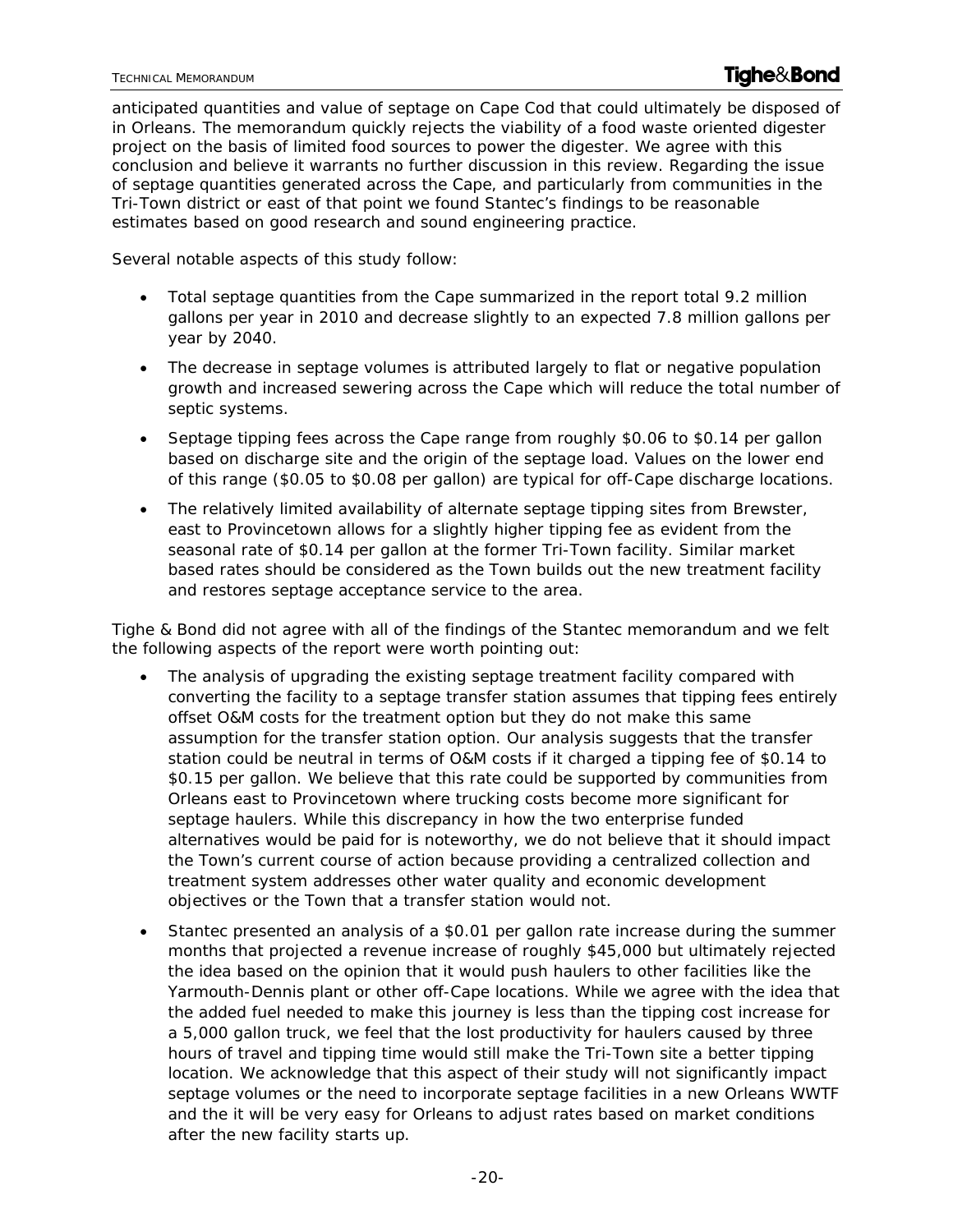anticipated quantities and value of septage on Cape Cod that could ultimately be disposed of in Orleans. The memorandum quickly rejects the viability of a food waste oriented digester project on the basis of limited food sources to power the digester. We agree with this conclusion and believe it warrants no further discussion in this review. Regarding the issue of septage quantities generated across the Cape, and particularly from communities in the Tri-Town district or east of that point we found Stantec's findings to be reasonable estimates based on good research and sound engineering practice.

Several notable aspects of this study follow:

- Total septage quantities from the Cape summarized in the report total 9.2 million gallons per year in 2010 and decrease slightly to an expected 7.8 million gallons per year by 2040.
- The decrease in septage volumes is attributed largely to flat or negative population growth and increased sewering across the Cape which will reduce the total number of septic systems.
- Septage tipping fees across the Cape range from roughly $0.06 to $0.14 per gallon based on discharge site and the origin of the septage load. Values on the lower end of this range ($0.05 to $0.08 per gallon) are typical for off-Cape discharge locations.
- The relatively limited availability of alternate septage tipping sites from Brewster, east to Provincetown allows for a slightly higher tipping fee as evident from the seasonal rate of $0.14 per gallon at the former Tri-Town facility. Similar market based rates should be considered as the Town builds out the new treatment facility and restores septage acceptance service to the area.

Tighe & Bond did not agree with all of the findings of the Stantec memorandum and we felt the following aspects of the report were worth pointing out:

- The analysis of upgrading the existing septage treatment facility compared with converting the facility to a septage transfer station assumes that tipping fees entirely offset O&M costs for the treatment option but they do not make this same assumption for the transfer station option. Our analysis suggests that the transfer station could be neutral in terms of O&M costs if it charged a tipping fee of $0.14 to $0.15 per gallon. We believe that this rate could be supported by communities from Orleans east to Provincetown where trucking costs become more significant for septage haulers. While this discrepancy in how the two enterprise funded alternatives would be paid for is noteworthy, we do not believe that it should impact the Town's current course of action because providing a centralized collection and treatment system addresses other water quality and economic development objectives or the Town that a transfer station would not.
- Stantec presented an analysis of a $0.01 per gallon rate increase during the summer months that projected a revenue increase of roughly $45,000 but ultimately rejected the idea based on the opinion that it would push haulers to other facilities like the Yarmouth-Dennis plant or other off-Cape locations. While we agree with the idea that the added fuel needed to make this journey is less than the tipping cost increase for a 5,000 gallon truck, we feel that the lost productivity for haulers caused by three hours of travel and tipping time would still make the Tri-Town site a better tipping location. We acknowledge that this aspect of their study will not significantly impact septage volumes or the need to incorporate septage facilities in a new Orleans WWTF and the it will be very easy for Orleans to adjust rates based on market conditions after the new facility starts up.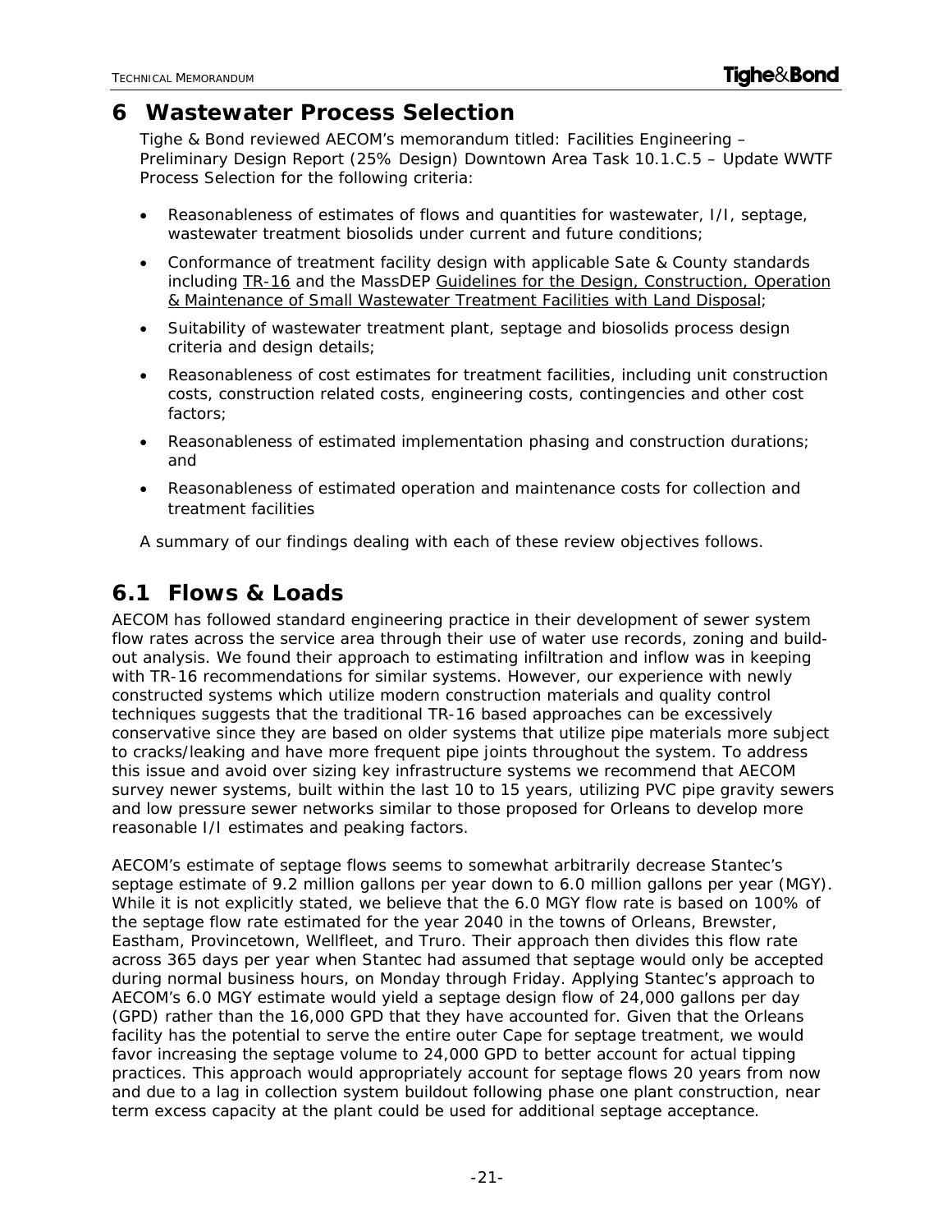# 6 Wastewater Process Selection

Tighe & Bond reviewed AECOM's memorandum titled: Facilities Engineering – Preliminary Design Report (25% Design) Downtown Area Task 10.1.C.5 – Update WWTF Process Selection for the following criteria:

- Reasonableness of estimates of flows and quantities for wastewater, I/I, septage, wastewater treatment biosolids under current and future conditions;
- Conformance of treatment facility design with applicable Sate & County standards including TR-16 and the MassDEP Guidelines for the Design, Construction, Operation & Maintenance of Small Wastewater Treatment Facilities with Land Disposal;
- Suitability of wastewater treatment plant, septage and biosolids process design criteria and design details;
- Reasonableness of cost estimates for treatment facilities, including unit construction costs, construction related costs, engineering costs, contingencies and other cost factors;
- Reasonableness of estimated implementation phasing and construction durations; and
- Reasonableness of estimated operation and maintenance costs for collection and treatment facilities

A summary of our findings dealing with each of these review objectives follows.

## 6.1 Flows & Loads

AECOM has followed standard engineering practice in their development of sewer system flow rates across the service area through their use of water use records, zoning and build-out analysis. We found their approach to estimating infiltration and inflow was in keeping with TR-16 recommendations for similar systems. However, our experience with newly constructed systems which utilize modern construction materials and quality control techniques suggests that the traditional TR-16 based approaches can be excessively conservative since they are based on older systems that utilize pipe materials more subject to cracks/leaking and have more frequent pipe joints throughout the system. To address this issue and avoid over sizing key infrastructure systems we recommend that AECOM survey newer systems, built within the last 10 to 15 years, utilizing PVC pipe gravity sewers and low pressure sewer networks similar to those proposed for Orleans to develop more reasonable I/I estimates and peaking factors.

AECOM's estimate of septage flows seems to somewhat arbitrarily decrease Stantec's septage estimate of 9.2 million gallons per year down to 6.0 million gallons per year (MGY). While it is not explicitly stated, we believe that the 6.0 MGY flow rate is based on 100% of the septage flow rate estimated for the year 2040 in the towns of Orleans, Brewster, Eastham, Provincetown, Wellfleet, and Truro. Their approach then divides this flow rate across 365 days per year when Stantec had assumed that septage would only be accepted during normal business hours, on Monday through Friday. Applying Stantec's approach to AECOM's 6.0 MGY estimate would yield a septage design flow of 24,000 gallons per day (GPD) rather than the 16,000 GPD that they have accounted for. Given that the Orleans facility has the potential to serve the entire outer Cape for septage treatment, we would favor increasing the septage volume to 24,000 GPD to better account for actual tipping practices. This approach would appropriately account for septage flows 20 years from now and due to a lag in collection system buildout following phase one plant construction, near term excess capacity at the plant could be used for additional septage acceptance.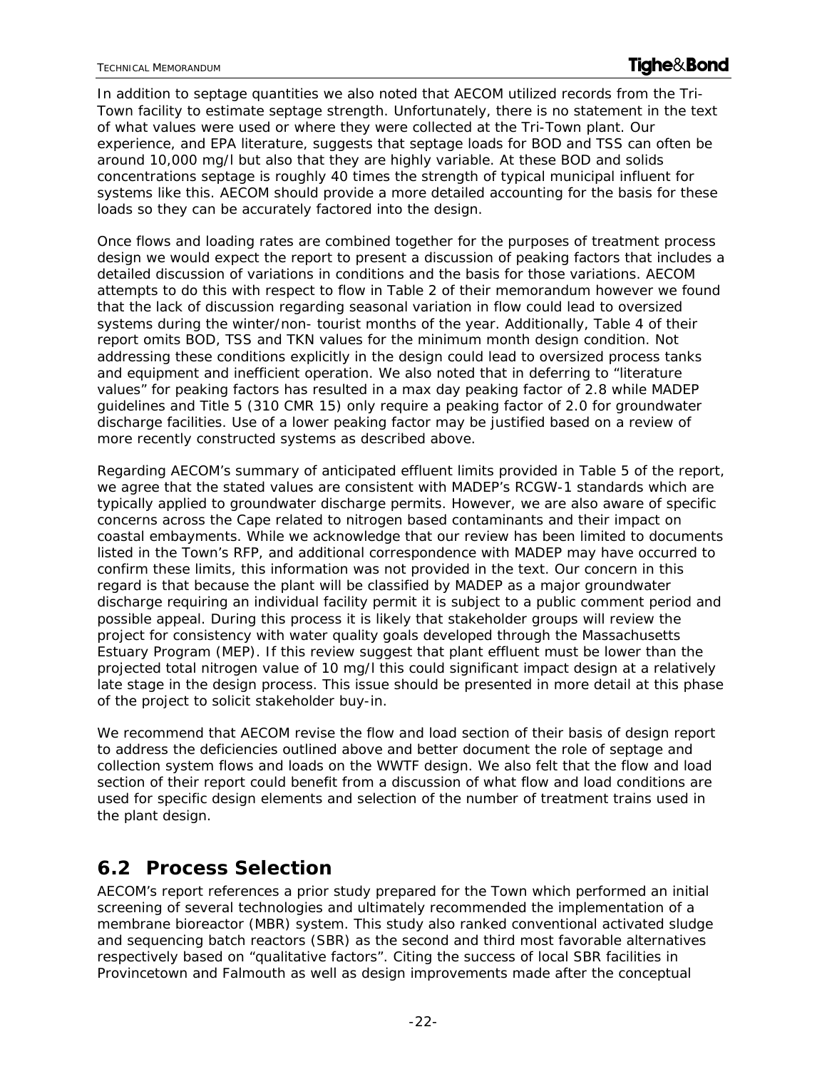In addition to septage quantities we also noted that AECOM utilized records from the Tri-Town facility to estimate septage strength. Unfortunately, there is no statement in the text of what values were used or where they were collected at the Tri-Town plant. Our experience, and EPA literature, suggests that septage loads for BOD and TSS can often be around 10,000 mg/l but also that they are highly variable. At these BOD and solids concentrations septage is roughly 40 times the strength of typical municipal influent for systems like this. AECOM should provide a more detailed accounting for the basis for these loads so they can be accurately factored into the design.

Once flows and loading rates are combined together for the purposes of treatment process design we would expect the report to present a discussion of peaking factors that includes a detailed discussion of variations in conditions and the basis for those variations. AECOM attempts to do this with respect to flow in Table 2 of their memorandum however we found that the lack of discussion regarding seasonal variation in flow could lead to oversized systems during the winter/non- tourist months of the year. Additionally, Table 4 of their report omits BOD, TSS and TKN values for the minimum month design condition. Not addressing these conditions explicitly in the design could lead to oversized process tanks and equipment and inefficient operation. We also noted that in deferring to "literature values" for peaking factors has resulted in a max day peaking factor of 2.8 while MADEP guidelines and Title 5 (310 CMR 15) only require a peaking factor of 2.0 for groundwater discharge facilities. Use of a lower peaking factor may be justified based on a review of more recently constructed systems as described above.

Regarding AECOM's summary of anticipated effluent limits provided in Table 5 of the report, we agree that the stated values are consistent with MADEP's RCGW-1 standards which are typically applied to groundwater discharge permits. However, we are also aware of specific concerns across the Cape related to nitrogen based contaminants and their impact on coastal embayments. While we acknowledge that our review has been limited to documents listed in the Town's RFP, and additional correspondence with MADEP may have occurred to confirm these limits, this information was not provided in the text. Our concern in this regard is that because the plant will be classified by MADEP as a major groundwater discharge requiring an individual facility permit it is subject to a public comment period and possible appeal. During this process it is likely that stakeholder groups will review the project for consistency with water quality goals developed through the Massachusetts Estuary Program (MEP). If this review suggest that plant effluent must be lower than the projected total nitrogen value of 10 mg/l this could significant impact design at a relatively late stage in the design process. This issue should be presented in more detail at this phase of the project to solicit stakeholder buy-in.

We recommend that AECOM revise the flow and load section of their basis of design report to address the deficiencies outlined above and better document the role of septage and collection system flows and loads on the WWTF design. We also felt that the flow and load section of their report could benefit from a discussion of what flow and load conditions are used for specific design elements and selection of the number of treatment trains used in the plant design.

## 6.2 Process Selection

AECOM's report references a prior study prepared for the Town which performed an initial screening of several technologies and ultimately recommended the implementation of a membrane bioreactor (MBR) system. This study also ranked conventional activated sludge and sequencing batch reactors (SBR) as the second and third most favorable alternatives respectively based on "qualitative factors". Citing the success of local SBR facilities in Provincetown and Falmouth as well as design improvements made after the conceptual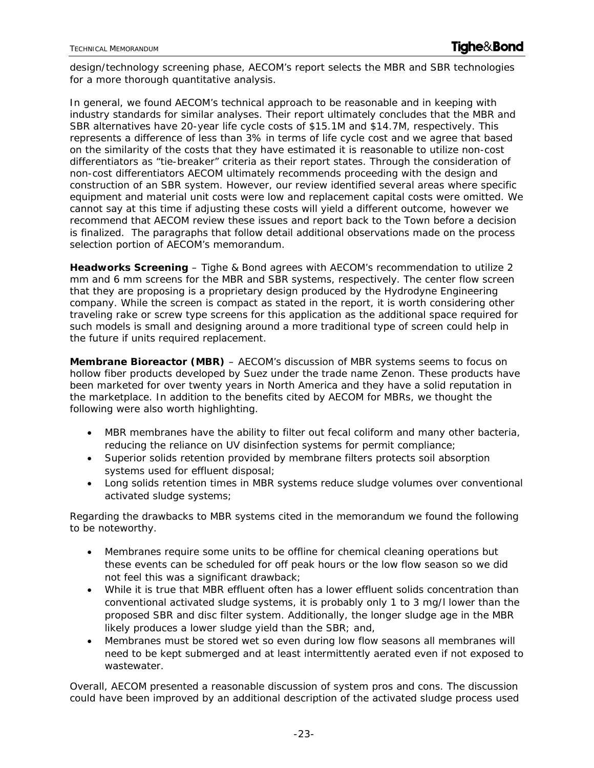design/technology screening phase, AECOM's report selects the MBR and SBR technologies for a more thorough quantitative analysis.

In general, we found AECOM's technical approach to be reasonable and in keeping with industry standards for similar analyses. Their report ultimately concludes that the MBR and SBR alternatives have 20-year life cycle costs of $15.1M and $14.7M, respectively. This represents a difference of less than 3% in terms of life cycle cost and we agree that based on the similarity of the costs that they have estimated it is reasonable to utilize non-cost differentiators as "tie-breaker" criteria as their report states. Through the consideration of non-cost differentiators AECOM ultimately recommends proceeding with the design and construction of an SBR system. However, our review identified several areas where specific equipment and material unit costs were low and replacement capital costs were omitted. We cannot say at this time if adjusting these costs will yield a different outcome, however we recommend that AECOM review these issues and report back to the Town before a decision is finalized. The paragraphs that follow detail additional observations made on the process selection portion of AECOM's memorandum.

**Headworks Screening** – Tighe & Bond agrees with AECOM's recommendation to utilize 2 mm and 6 mm screens for the MBR and SBR systems, respectively. The center flow screen that they are proposing is a proprietary design produced by the Hydrodyne Engineering company. While the screen is compact as stated in the report, it is worth considering other traveling rake or screw type screens for this application as the additional space required for such models is small and designing around a more traditional type of screen could help in the future if units required replacement.

**Membrane Bioreactor (MBR)** – AECOM's discussion of MBR systems seems to focus on hollow fiber products developed by Suez under the trade name Zenon. These products have been marketed for over twenty years in North America and they have a solid reputation in the marketplace. In addition to the benefits cited by AECOM for MBRs, we thought the following were also worth highlighting.

- MBR membranes have the ability to filter out fecal coliform and many other bacteria, reducing the reliance on UV disinfection systems for permit compliance;
- Superior solids retention provided by membrane filters protects soil absorption systems used for effluent disposal;
- Long solids retention times in MBR systems reduce sludge volumes over conventional activated sludge systems;

Regarding the drawbacks to MBR systems cited in the memorandum we found the following to be noteworthy.

- Membranes require some units to be offline for chemical cleaning operations but these events can be scheduled for off peak hours or the low flow season so we did not feel this was a significant drawback;
- While it is true that MBR effluent often has a lower effluent solids concentration than conventional activated sludge systems, it is probably only 1 to 3 mg/l lower than the proposed SBR and disc filter system. Additionally, the longer sludge age in the MBR likely produces a lower sludge yield than the SBR; and,
- Membranes must be stored wet so even during low flow seasons all membranes will need to be kept submerged and at least intermittently aerated even if not exposed to wastewater.

Overall, AECOM presented a reasonable discussion of system pros and cons. The discussion could have been improved by an additional description of the activated sludge process used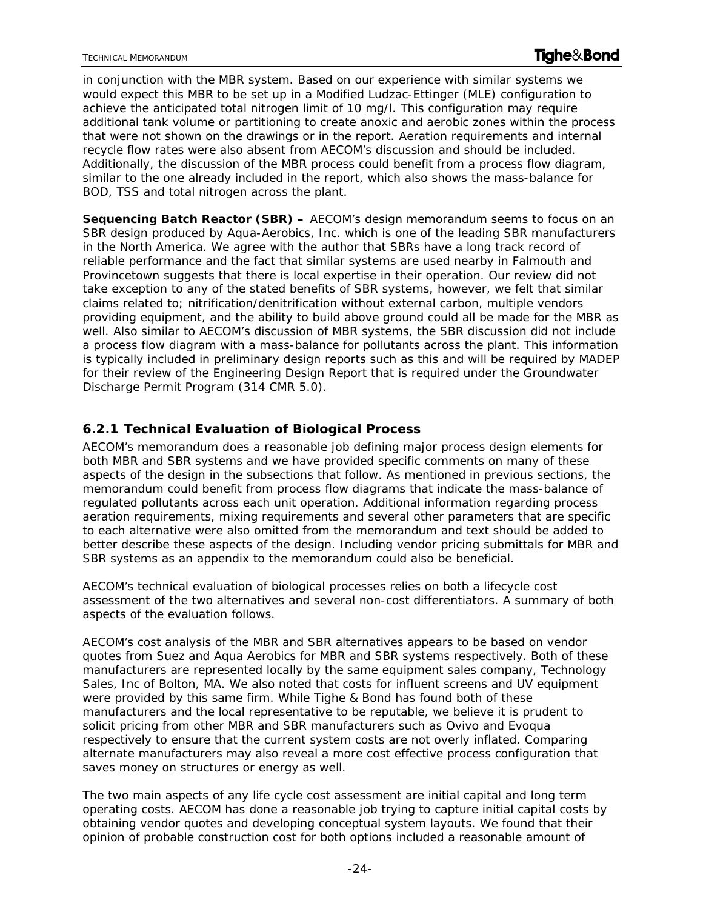in conjunction with the MBR system. Based on our experience with similar systems we would expect this MBR to be set up in a Modified Ludzac-Ettinger (MLE) configuration to achieve the anticipated total nitrogen limit of 10 mg/l. This configuration may require additional tank volume or partitioning to create anoxic and aerobic zones within the process that were not shown on the drawings or in the report. Aeration requirements and internal recycle flow rates were also absent from AECOM's discussion and should be included. Additionally, the discussion of the MBR process could benefit from a process flow diagram, similar to the one already included in the report, which also shows the mass-balance for BOD, TSS and total nitrogen across the plant.

**Sequencing Batch Reactor (SBR) –** AECOM's design memorandum seems to focus on an SBR design produced by Aqua-Aerobics, Inc. which is one of the leading SBR manufacturers in the North America. We agree with the author that SBRs have a long track record of reliable performance and the fact that similar systems are used nearby in Falmouth and Provincetown suggests that there is local expertise in their operation. Our review did not take exception to any of the stated benefits of SBR systems, however, we felt that similar claims related to; nitrification/denitrification without external carbon, multiple vendors providing equipment, and the ability to build above ground could all be made for the MBR as well. Also similar to AECOM's discussion of MBR systems, the SBR discussion did not include a process flow diagram with a mass-balance for pollutants across the plant. This information is typically included in preliminary design reports such as this and will be required by MADEP for their review of the Engineering Design Report that is required under the Groundwater Discharge Permit Program (314 CMR 5.0).

### 6.2.1 Technical Evaluation of Biological Process

AECOM's memorandum does a reasonable job defining major process design elements for both MBR and SBR systems and we have provided specific comments on many of these aspects of the design in the subsections that follow. As mentioned in previous sections, the memorandum could benefit from process flow diagrams that indicate the mass-balance of regulated pollutants across each unit operation. Additional information regarding process aeration requirements, mixing requirements and several other parameters that are specific to each alternative were also omitted from the memorandum and text should be added to better describe these aspects of the design. Including vendor pricing submittals for MBR and SBR systems as an appendix to the memorandum could also be beneficial.

AECOM's technical evaluation of biological processes relies on both a lifecycle cost assessment of the two alternatives and several non-cost differentiators. A summary of both aspects of the evaluation follows.

AECOM's cost analysis of the MBR and SBR alternatives appears to be based on vendor quotes from Suez and Aqua Aerobics for MBR and SBR systems respectively. Both of these manufacturers are represented locally by the same equipment sales company, Technology Sales, Inc of Bolton, MA. We also noted that costs for influent screens and UV equipment were provided by this same firm. While Tighe & Bond has found both of these manufacturers and the local representative to be reputable, we believe it is prudent to solicit pricing from other MBR and SBR manufacturers such as Ovivo and Evoqua respectively to ensure that the current system costs are not overly inflated. Comparing alternate manufacturers may also reveal a more cost effective process configuration that saves money on structures or energy as well.

The two main aspects of any life cycle cost assessment are initial capital and long term operating costs. AECOM has done a reasonable job trying to capture initial capital costs by obtaining vendor quotes and developing conceptual system layouts. We found that their opinion of probable construction cost for both options included a reasonable amount of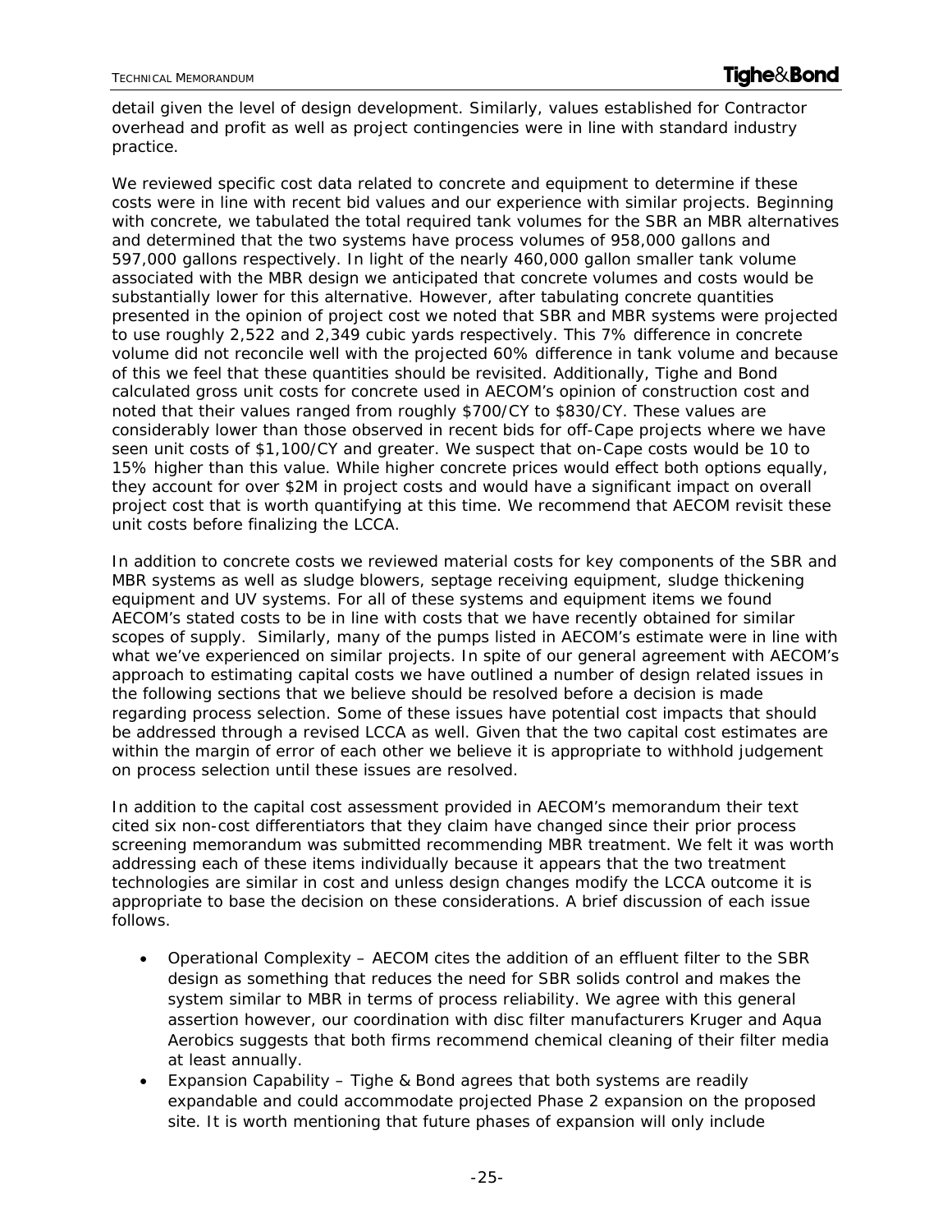detail given the level of design development. Similarly, values established for Contractor overhead and profit as well as project contingencies were in line with standard industry practice.

We reviewed specific cost data related to concrete and equipment to determine if these costs were in line with recent bid values and our experience with similar projects. Beginning with concrete, we tabulated the total required tank volumes for the SBR an MBR alternatives and determined that the two systems have process volumes of 958,000 gallons and 597,000 gallons respectively. In light of the nearly 460,000 gallon smaller tank volume associated with the MBR design we anticipated that concrete volumes and costs would be substantially lower for this alternative. However, after tabulating concrete quantities presented in the opinion of project cost we noted that SBR and MBR systems were projected to use roughly 2,522 and 2,349 cubic yards respectively. This 7% difference in concrete volume did not reconcile well with the projected 60% difference in tank volume and because of this we feel that these quantities should be revisited. Additionally, Tighe and Bond calculated gross unit costs for concrete used in AECOM's opinion of construction cost and noted that their values ranged from roughly $700/CY to $830/CY. These values are considerably lower than those observed in recent bids for off-Cape projects where we have seen unit costs of $1,100/CY and greater. We suspect that on-Cape costs would be 10 to 15% higher than this value. While higher concrete prices would effect both options equally, they account for over $2M in project costs and would have a significant impact on overall project cost that is worth quantifying at this time. We recommend that AECOM revisit these unit costs before finalizing the LCCA.

In addition to concrete costs we reviewed material costs for key components of the SBR and MBR systems as well as sludge blowers, septage receiving equipment, sludge thickening equipment and UV systems. For all of these systems and equipment items we found AECOM's stated costs to be in line with costs that we have recently obtained for similar scopes of supply. Similarly, many of the pumps listed in AECOM's estimate were in line with what we've experienced on similar projects. In spite of our general agreement with AECOM's approach to estimating capital costs we have outlined a number of design related issues in the following sections that we believe should be resolved before a decision is made regarding process selection. Some of these issues have potential cost impacts that should be addressed through a revised LCCA as well. Given that the two capital cost estimates are within the margin of error of each other we believe it is appropriate to withhold judgement on process selection until these issues are resolved.

In addition to the capital cost assessment provided in AECOM's memorandum their text cited six non-cost differentiators that they claim have changed since their prior process screening memorandum was submitted recommending MBR treatment. We felt it was worth addressing each of these items individually because it appears that the two treatment technologies are similar in cost and unless design changes modify the LCCA outcome it is appropriate to base the decision on these considerations. A brief discussion of each issue follows.

- Operational Complexity – AECOM cites the addition of an effluent filter to the SBR design as something that reduces the need for SBR solids control and makes the system similar to MBR in terms of process reliability. We agree with this general assertion however, our coordination with disc filter manufacturers Kruger and Aqua Aerobics suggests that both firms recommend chemical cleaning of their filter media at least annually.
- Expansion Capability – Tighe & Bond agrees that both systems are readily expandable and could accommodate projected Phase 2 expansion on the proposed site. It is worth mentioning that future phases of expansion will only include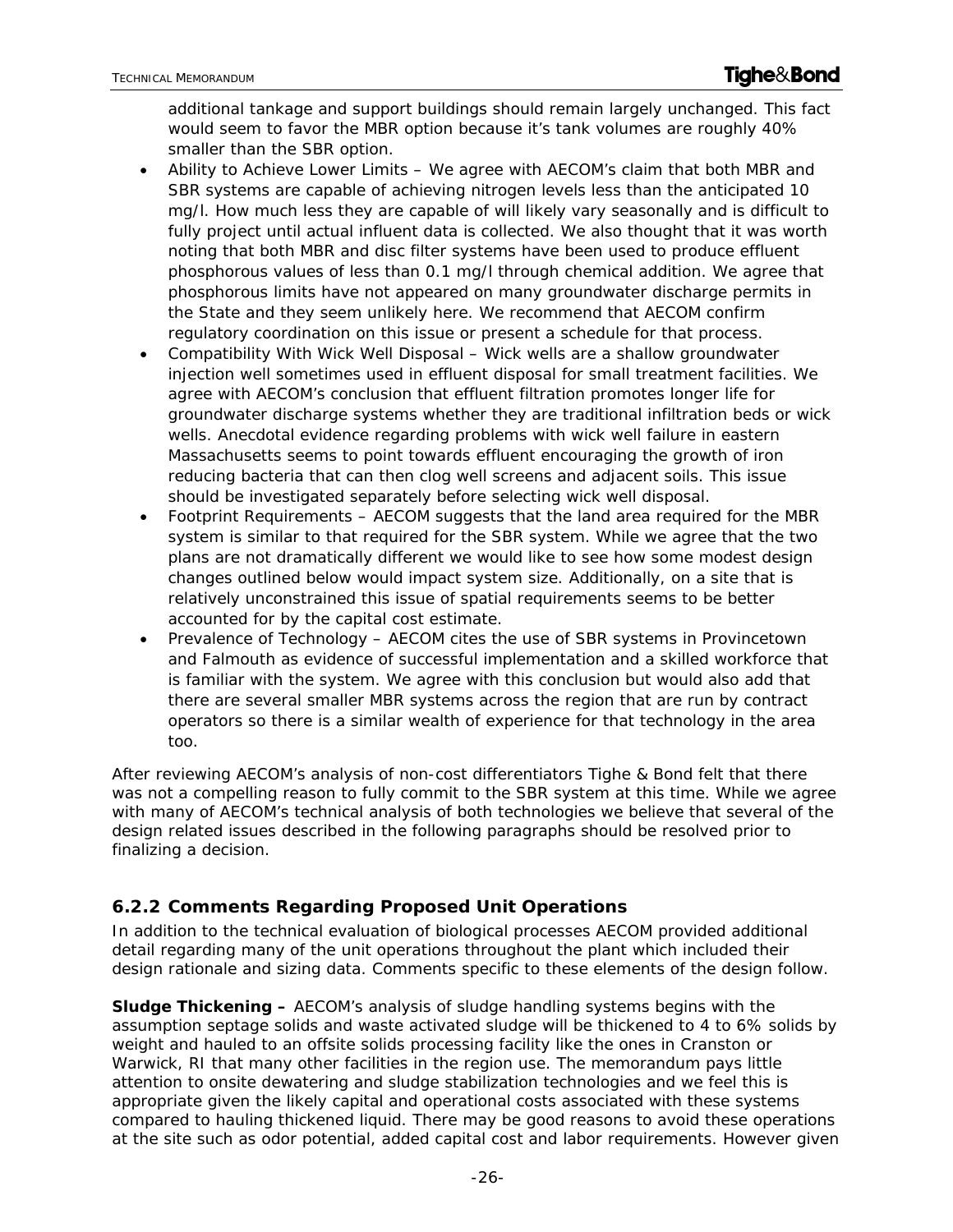additional tankage and support buildings should remain largely unchanged. This fact would seem to favor the MBR option because it's tank volumes are roughly 40% smaller than the SBR option.

- Ability to Achieve Lower Limits – We agree with AECOM's claim that both MBR and SBR systems are capable of achieving nitrogen levels less than the anticipated 10 mg/l. How much less they are capable of will likely vary seasonally and is difficult to fully project until actual influent data is collected. We also thought that it was worth noting that both MBR and disc filter systems have been used to produce effluent phosphorous values of less than 0.1 mg/l through chemical addition. We agree that phosphorous limits have not appeared on many groundwater discharge permits in the State and they seem unlikely here. We recommend that AECOM confirm regulatory coordination on this issue or present a schedule for that process.
- Compatibility With Wick Well Disposal – Wick wells are a shallow groundwater injection well sometimes used in effluent disposal for small treatment facilities. We agree with AECOM's conclusion that effluent filtration promotes longer life for groundwater discharge systems whether they are traditional infiltration beds or wick wells. Anecdotal evidence regarding problems with wick well failure in eastern Massachusetts seems to point towards effluent encouraging the growth of iron reducing bacteria that can then clog well screens and adjacent soils. This issue should be investigated separately before selecting wick well disposal.
- Footprint Requirements – AECOM suggests that the land area required for the MBR system is similar to that required for the SBR system. While we agree that the two plans are not dramatically different we would like to see how some modest design changes outlined below would impact system size. Additionally, on a site that is relatively unconstrained this issue of spatial requirements seems to be better accounted for by the capital cost estimate.
- Prevalence of Technology – AECOM cites the use of SBR systems in Provincetown and Falmouth as evidence of successful implementation and a skilled workforce that is familiar with the system. We agree with this conclusion but would also add that there are several smaller MBR systems across the region that are run by contract operators so there is a similar wealth of experience for that technology in the area too.

After reviewing AECOM's analysis of non-cost differentiators Tighe & Bond felt that there was not a compelling reason to fully commit to the SBR system at this time. While we agree with many of AECOM's technical analysis of both technologies we believe that several of the design related issues described in the following paragraphs should be resolved prior to finalizing a decision.

### 6.2.2 Comments Regarding Proposed Unit Operations

In addition to the technical evaluation of biological processes AECOM provided additional detail regarding many of the unit operations throughout the plant which included their design rationale and sizing data. Comments specific to these elements of the design follow.

**Sludge Thickening –** AECOM's analysis of sludge handling systems begins with the assumption septage solids and waste activated sludge will be thickened to 4 to 6% solids by weight and hauled to an offsite solids processing facility like the ones in Cranston or Warwick, RI that many other facilities in the region use. The memorandum pays little attention to onsite dewatering and sludge stabilization technologies and we feel this is appropriate given the likely capital and operational costs associated with these systems compared to hauling thickened liquid. There may be good reasons to avoid these operations at the site such as odor potential, added capital cost and labor requirements. However given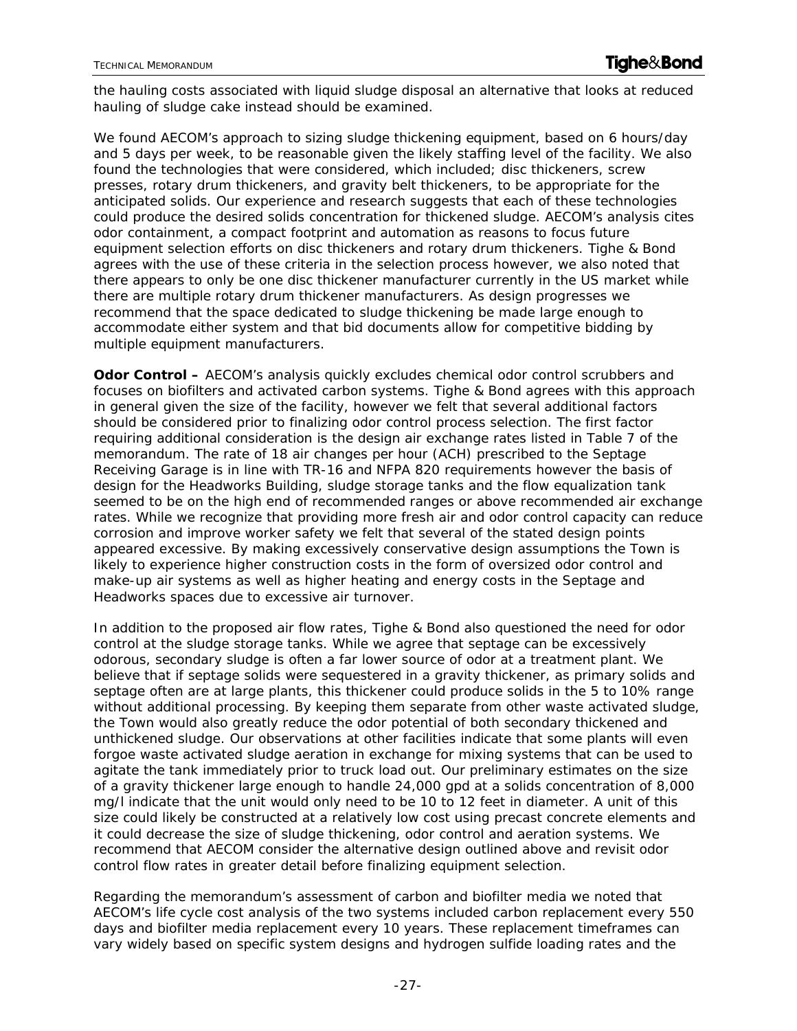the hauling costs associated with liquid sludge disposal an alternative that looks at reduced hauling of sludge cake instead should be examined.

We found AECOM's approach to sizing sludge thickening equipment, based on 6 hours/day and 5 days per week, to be reasonable given the likely staffing level of the facility. We also found the technologies that were considered, which included; disc thickeners, screw presses, rotary drum thickeners, and gravity belt thickeners, to be appropriate for the anticipated solids. Our experience and research suggests that each of these technologies could produce the desired solids concentration for thickened sludge. AECOM's analysis cites odor containment, a compact footprint and automation as reasons to focus future equipment selection efforts on disc thickeners and rotary drum thickeners. Tighe & Bond agrees with the use of these criteria in the selection process however, we also noted that there appears to only be one disc thickener manufacturer currently in the US market while there are multiple rotary drum thickener manufacturers. As design progresses we recommend that the space dedicated to sludge thickening be made large enough to accommodate either system and that bid documents allow for competitive bidding by multiple equipment manufacturers.

**Odor Control –** AECOM's analysis quickly excludes chemical odor control scrubbers and focuses on biofilters and activated carbon systems. Tighe & Bond agrees with this approach in general given the size of the facility, however we felt that several additional factors should be considered prior to finalizing odor control process selection. The first factor requiring additional consideration is the design air exchange rates listed in Table 7 of the memorandum. The rate of 18 air changes per hour (ACH) prescribed to the Septage Receiving Garage is in line with TR-16 and NFPA 820 requirements however the basis of design for the Headworks Building, sludge storage tanks and the flow equalization tank seemed to be on the high end of recommended ranges or above recommended air exchange rates. While we recognize that providing more fresh air and odor control capacity can reduce corrosion and improve worker safety we felt that several of the stated design points appeared excessive. By making excessively conservative design assumptions the Town is likely to experience higher construction costs in the form of oversized odor control and make-up air systems as well as higher heating and energy costs in the Septage and Headworks spaces due to excessive air turnover.

In addition to the proposed air flow rates, Tighe & Bond also questioned the need for odor control at the sludge storage tanks. While we agree that septage can be excessively odorous, secondary sludge is often a far lower source of odor at a treatment plant. We believe that if septage solids were sequestered in a gravity thickener, as primary solids and septage often are at large plants, this thickener could produce solids in the 5 to 10% range without additional processing. By keeping them separate from other waste activated sludge, the Town would also greatly reduce the odor potential of both secondary thickened and unthickened sludge. Our observations at other facilities indicate that some plants will even forgoe waste activated sludge aeration in exchange for mixing systems that can be used to agitate the tank immediately prior to truck load out. Our preliminary estimates on the size of a gravity thickener large enough to handle 24,000 gpd at a solids concentration of 8,000 mg/l indicate that the unit would only need to be 10 to 12 feet in diameter. A unit of this size could likely be constructed at a relatively low cost using precast concrete elements and it could decrease the size of sludge thickening, odor control and aeration systems. We recommend that AECOM consider the alternative design outlined above and revisit odor control flow rates in greater detail before finalizing equipment selection.

Regarding the memorandum's assessment of carbon and biofilter media we noted that AECOM's life cycle cost analysis of the two systems included carbon replacement every 550 days and biofilter media replacement every 10 years. These replacement timeframes can vary widely based on specific system designs and hydrogen sulfide loading rates and the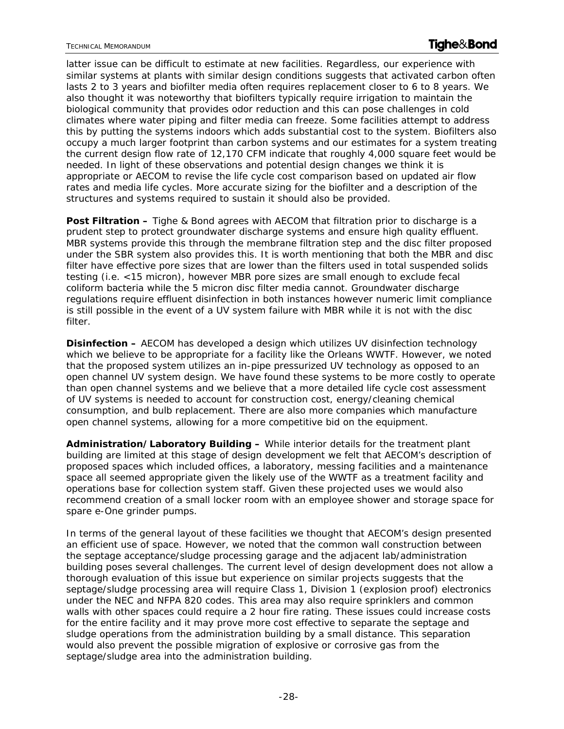latter issue can be difficult to estimate at new facilities. Regardless, our experience with similar systems at plants with similar design conditions suggests that activated carbon often lasts 2 to 3 years and biofilter media often requires replacement closer to 6 to 8 years. We also thought it was noteworthy that biofilters typically require irrigation to maintain the biological community that provides odor reduction and this can pose challenges in cold climates where water piping and filter media can freeze. Some facilities attempt to address this by putting the systems indoors which adds substantial cost to the system. Biofilters also occupy a much larger footprint than carbon systems and our estimates for a system treating the current design flow rate of 12,170 CFM indicate that roughly 4,000 square feet would be needed. In light of these observations and potential design changes we think it is appropriate or AECOM to revise the life cycle cost comparison based on updated air flow rates and media life cycles. More accurate sizing for the biofilter and a description of the structures and systems required to sustain it should also be provided.

**Post Filtration –** Tighe & Bond agrees with AECOM that filtration prior to discharge is a prudent step to protect groundwater discharge systems and ensure high quality effluent. MBR systems provide this through the membrane filtration step and the disc filter proposed under the SBR system also provides this. It is worth mentioning that both the MBR and disc filter have effective pore sizes that are lower than the filters used in total suspended solids testing (i.e. <15 micron), however MBR pore sizes are small enough to exclude fecal coliform bacteria while the 5 micron disc filter media cannot. Groundwater discharge regulations require effluent disinfection in both instances however numeric limit compliance is still possible in the event of a UV system failure with MBR while it is not with the disc filter.

**Disinfection –** AECOM has developed a design which utilizes UV disinfection technology which we believe to be appropriate for a facility like the Orleans WWTF. However, we noted that the proposed system utilizes an in-pipe pressurized UV technology as opposed to an open channel UV system design. We have found these systems to be more costly to operate than open channel systems and we believe that a more detailed life cycle cost assessment of UV systems is needed to account for construction cost, energy/cleaning chemical consumption, and bulb replacement. There are also more companies which manufacture open channel systems, allowing for a more competitive bid on the equipment.

**Administration/Laboratory Building –** While interior details for the treatment plant building are limited at this stage of design development we felt that AECOM's description of proposed spaces which included offices, a laboratory, messing facilities and a maintenance space all seemed appropriate given the likely use of the WWTF as a treatment facility and operations base for collection system staff. Given these projected uses we would also recommend creation of a small locker room with an employee shower and storage space for spare e-One grinder pumps.

In terms of the general layout of these facilities we thought that AECOM's design presented an efficient use of space. However, we noted that the common wall construction between the septage acceptance/sludge processing garage and the adjacent lab/administration building poses several challenges. The current level of design development does not allow a thorough evaluation of this issue but experience on similar projects suggests that the septage/sludge processing area will require Class 1, Division 1 (explosion proof) electronics under the NEC and NFPA 820 codes. This area may also require sprinklers and common walls with other spaces could require a 2 hour fire rating. These issues could increase costs for the entire facility and it may prove more cost effective to separate the septage and sludge operations from the administration building by a small distance. This separation would also prevent the possible migration of explosive or corrosive gas from the septage/sludge area into the administration building.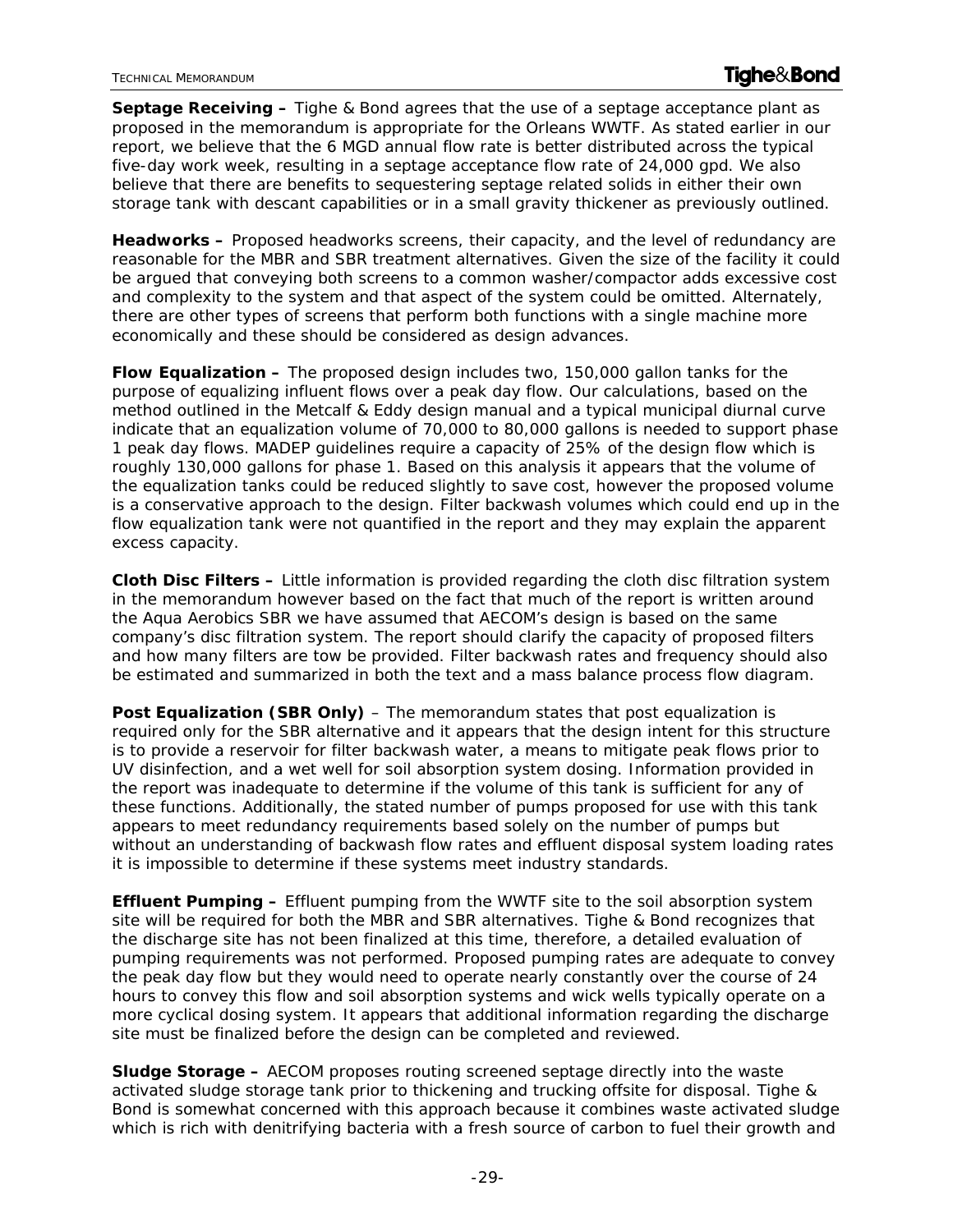**Septage Receiving –** Tighe & Bond agrees that the use of a septage acceptance plant as proposed in the memorandum is appropriate for the Orleans WWTF. As stated earlier in our report, we believe that the 6 MGD annual flow rate is better distributed across the typical five-day work week, resulting in a septage acceptance flow rate of 24,000 gpd. We also believe that there are benefits to sequestering septage related solids in either their own storage tank with descant capabilities or in a small gravity thickener as previously outlined.

**Headworks –** Proposed headworks screens, their capacity, and the level of redundancy are reasonable for the MBR and SBR treatment alternatives. Given the size of the facility it could be argued that conveying both screens to a common washer/compactor adds excessive cost and complexity to the system and that aspect of the system could be omitted. Alternately, there are other types of screens that perform both functions with a single machine more economically and these should be considered as design advances.

**Flow Equalization –** The proposed design includes two, 150,000 gallon tanks for the purpose of equalizing influent flows over a peak day flow. Our calculations, based on the method outlined in the Metcalf & Eddy design manual and a typical municipal diurnal curve indicate that an equalization volume of 70,000 to 80,000 gallons is needed to support phase 1 peak day flows. MADEP guidelines require a capacity of 25% of the design flow which is roughly 130,000 gallons for phase 1. Based on this analysis it appears that the volume of the equalization tanks could be reduced slightly to save cost, however the proposed volume is a conservative approach to the design. Filter backwash volumes which could end up in the flow equalization tank were not quantified in the report and they may explain the apparent excess capacity.

**Cloth Disc Filters –** Little information is provided regarding the cloth disc filtration system in the memorandum however based on the fact that much of the report is written around the Aqua Aerobics SBR we have assumed that AECOM's design is based on the same company's disc filtration system. The report should clarify the capacity of proposed filters and how many filters are tow be provided. Filter backwash rates and frequency should also be estimated and summarized in both the text and a mass balance process flow diagram.

**Post Equalization (SBR Only)** – The memorandum states that post equalization is required only for the SBR alternative and it appears that the design intent for this structure is to provide a reservoir for filter backwash water, a means to mitigate peak flows prior to UV disinfection, and a wet well for soil absorption system dosing. Information provided in the report was inadequate to determine if the volume of this tank is sufficient for any of these functions. Additionally, the stated number of pumps proposed for use with this tank appears to meet redundancy requirements based solely on the number of pumps but without an understanding of backwash flow rates and effluent disposal system loading rates it is impossible to determine if these systems meet industry standards.

**Effluent Pumping –** Effluent pumping from the WWTF site to the soil absorption system site will be required for both the MBR and SBR alternatives. Tighe & Bond recognizes that the discharge site has not been finalized at this time, therefore, a detailed evaluation of pumping requirements was not performed. Proposed pumping rates are adequate to convey the peak day flow but they would need to operate nearly constantly over the course of 24 hours to convey this flow and soil absorption systems and wick wells typically operate on a more cyclical dosing system. It appears that additional information regarding the discharge site must be finalized before the design can be completed and reviewed.

**Sludge Storage –** AECOM proposes routing screened septage directly into the waste activated sludge storage tank prior to thickening and trucking offsite for disposal. Tighe & Bond is somewhat concerned with this approach because it combines waste activated sludge which is rich with denitrifying bacteria with a fresh source of carbon to fuel their growth and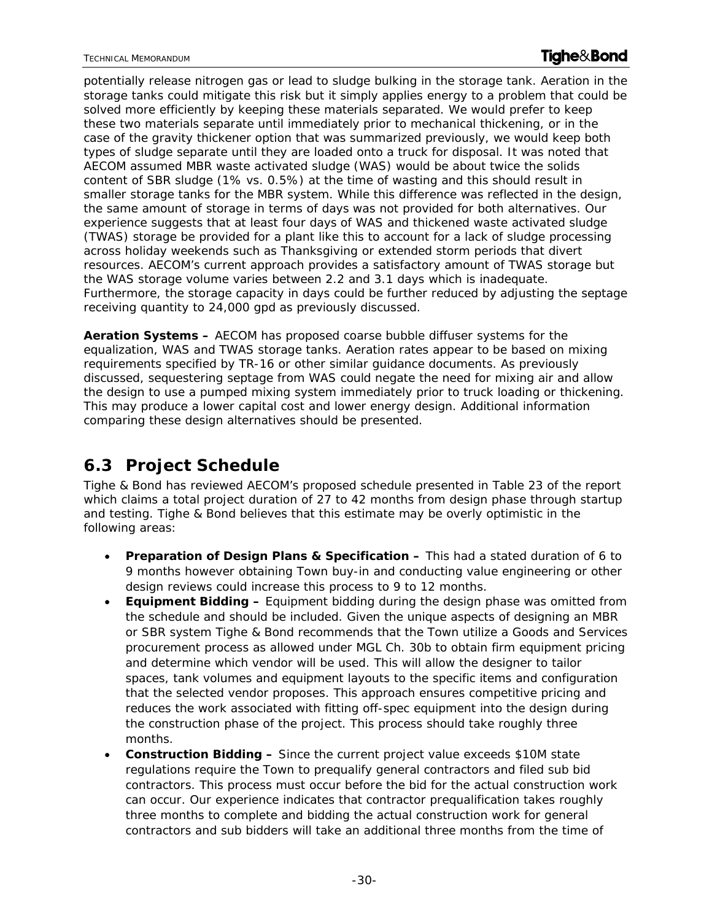potentially release nitrogen gas or lead to sludge bulking in the storage tank. Aeration in the storage tanks could mitigate this risk but it simply applies energy to a problem that could be solved more efficiently by keeping these materials separated. We would prefer to keep these two materials separate until immediately prior to mechanical thickening, or in the case of the gravity thickener option that was summarized previously, we would keep both types of sludge separate until they are loaded onto a truck for disposal. It was noted that AECOM assumed MBR waste activated sludge (WAS) would be about twice the solids content of SBR sludge (1% vs. 0.5%) at the time of wasting and this should result in smaller storage tanks for the MBR system. While this difference was reflected in the design, the same amount of storage in terms of days was not provided for both alternatives. Our experience suggests that at least four days of WAS and thickened waste activated sludge (TWAS) storage be provided for a plant like this to account for a lack of sludge processing across holiday weekends such as Thanksgiving or extended storm periods that divert resources. AECOM's current approach provides a satisfactory amount of TWAS storage but the WAS storage volume varies between 2.2 and 3.1 days which is inadequate. Furthermore, the storage capacity in days could be further reduced by adjusting the septage receiving quantity to 24,000 gpd as previously discussed.

**Aeration Systems –** AECOM has proposed coarse bubble diffuser systems for the equalization, WAS and TWAS storage tanks. Aeration rates appear to be based on mixing requirements specified by TR-16 or other similar guidance documents. As previously discussed, sequestering septage from WAS could negate the need for mixing air and allow the design to use a pumped mixing system immediately prior to truck loading or thickening. This may produce a lower capital cost and lower energy design. Additional information comparing these design alternatives should be presented.

## 6.3 Project Schedule

Tighe & Bond has reviewed AECOM's proposed schedule presented in Table 23 of the report which claims a total project duration of 27 to 42 months from design phase through startup and testing. Tighe & Bond believes that this estimate may be overly optimistic in the following areas:

- **Preparation of Design Plans & Specification –** This had a stated duration of 6 to 9 months however obtaining Town buy-in and conducting value engineering or other design reviews could increase this process to 9 to 12 months.
- **Equipment Bidding –** Equipment bidding during the design phase was omitted from the schedule and should be included. Given the unique aspects of designing an MBR or SBR system Tighe & Bond recommends that the Town utilize a Goods and Services procurement process as allowed under MGL Ch. 30b to obtain firm equipment pricing and determine which vendor will be used. This will allow the designer to tailor spaces, tank volumes and equipment layouts to the specific items and configuration that the selected vendor proposes. This approach ensures competitive pricing and reduces the work associated with fitting off-spec equipment into the design during the construction phase of the project. This process should take roughly three months.
- **Construction Bidding –** Since the current project value exceeds $10M state regulations require the Town to prequalify general contractors and filed sub bid contractors. This process must occur before the bid for the actual construction work can occur. Our experience indicates that contractor prequalification takes roughly three months to complete and bidding the actual construction work for general contractors and sub bidders will take an additional three months from the time of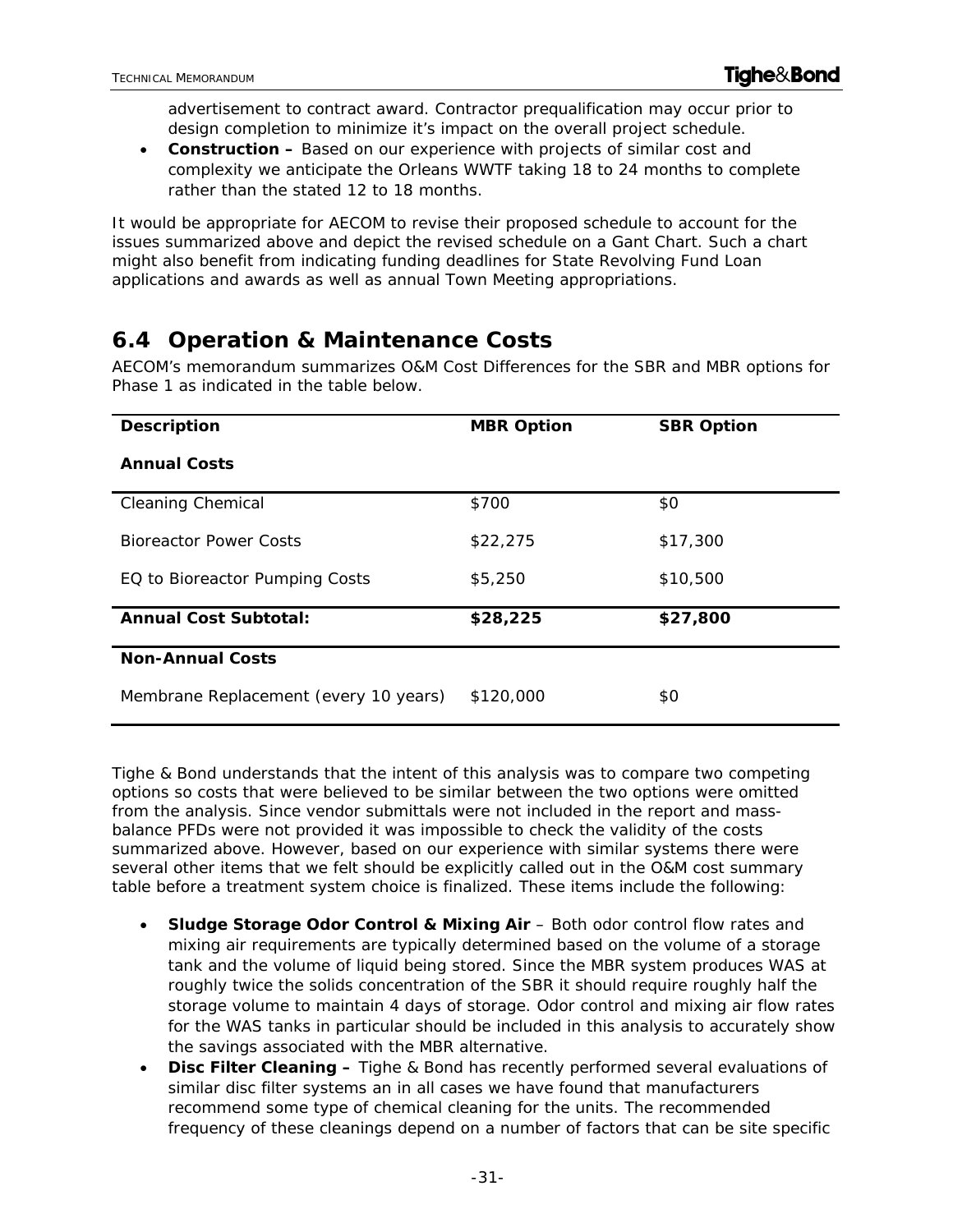advertisement to contract award. Contractor prequalification may occur prior to design completion to minimize it's impact on the overall project schedule.

- **Construction –** Based on our experience with projects of similar cost and complexity we anticipate the Orleans WWTF taking 18 to 24 months to complete rather than the stated 12 to 18 months.

It would be appropriate for AECOM to revise their proposed schedule to account for the issues summarized above and depict the revised schedule on a Gant Chart. Such a chart might also benefit from indicating funding deadlines for State Revolving Fund Loan applications and awards as well as annual Town Meeting appropriations.

## 6.4 Operation & Maintenance Costs

AECOM's memorandum summarizes O&M Cost Differences for the SBR and MBR options for Phase 1 as indicated in the table below.

| Description | MBR Option | SBR Option |
|---|---|---|
| **Annual Costs** | | |
| Cleaning Chemical | $700 | $0 |
| Bioreactor Power Costs | $22,275 | $17,300 |
| EQ to Bioreactor Pumping Costs | $5,250 | $10,500 |
| **Annual Cost Subtotal:** | **$28,225** | **$27,800** |
| **Non-Annual Costs** | | |
| Membrane Replacement (every 10 years) | $120,000 | $0 |

Tighe & Bond understands that the intent of this analysis was to compare two competing options so costs that were believed to be similar between the two options were omitted from the analysis. Since vendor submittals were not included in the report and mass-balance PFDs were not provided it was impossible to check the validity of the costs summarized above. However, based on our experience with similar systems there were several other items that we felt should be explicitly called out in the O&M cost summary table before a treatment system choice is finalized. These items include the following:

- **Sludge Storage Odor Control & Mixing Air** – Both odor control flow rates and mixing air requirements are typically determined based on the volume of a storage tank and the volume of liquid being stored. Since the MBR system produces WAS at roughly twice the solids concentration of the SBR it should require roughly half the storage volume to maintain 4 days of storage. Odor control and mixing air flow rates for the WAS tanks in particular should be included in this analysis to accurately show the savings associated with the MBR alternative.
- **Disc Filter Cleaning –** Tighe & Bond has recently performed several evaluations of similar disc filter systems an in all cases we have found that manufacturers recommend some type of chemical cleaning for the units. The recommended frequency of these cleanings depend on a number of factors that can be site specific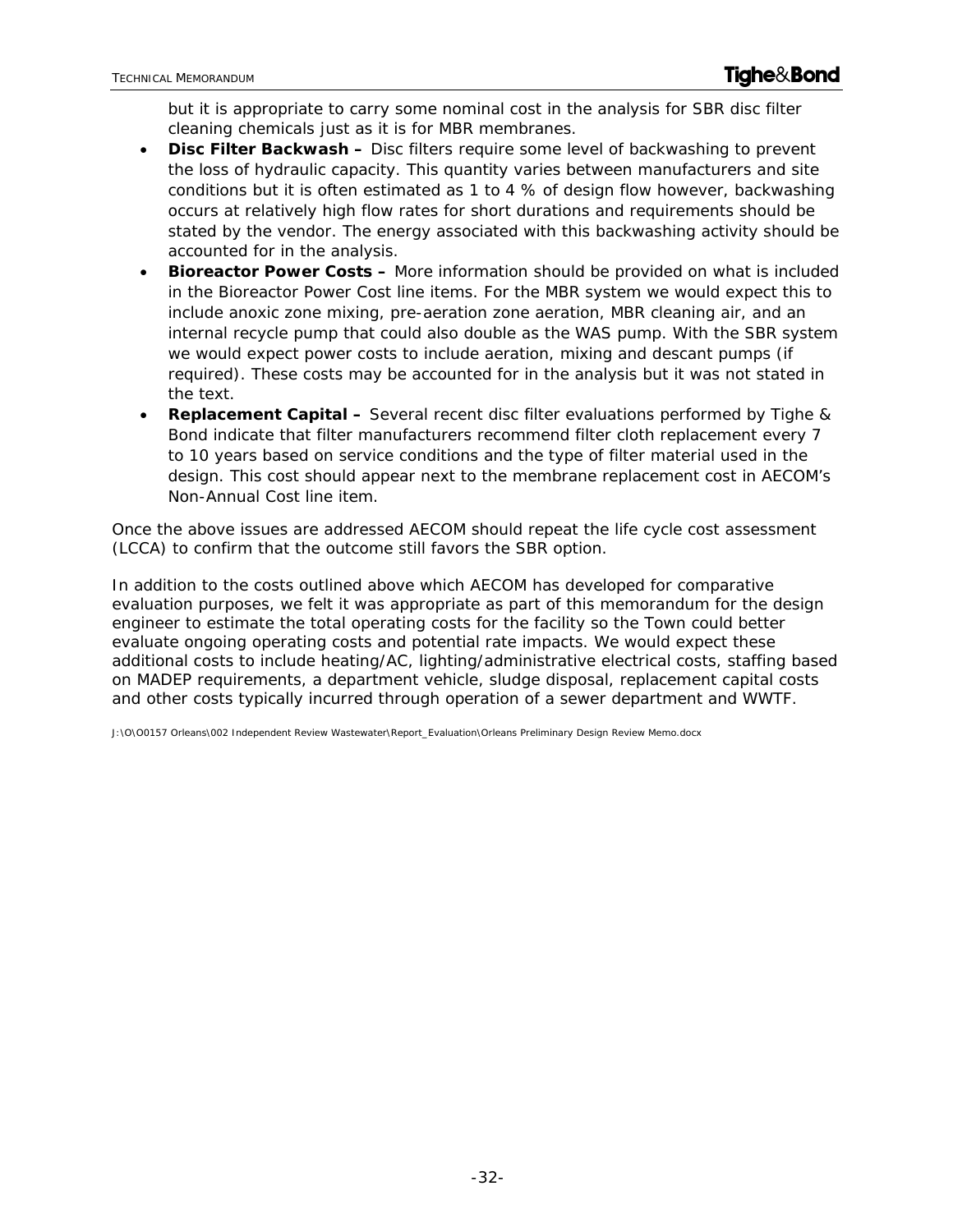but it is appropriate to carry some nominal cost in the analysis for SBR disc filter cleaning chemicals just as it is for MBR membranes.

- **Disc Filter Backwash –** Disc filters require some level of backwashing to prevent the loss of hydraulic capacity. This quantity varies between manufacturers and site conditions but it is often estimated as 1 to 4 % of design flow however, backwashing occurs at relatively high flow rates for short durations and requirements should be stated by the vendor. The energy associated with this backwashing activity should be accounted for in the analysis.
- **Bioreactor Power Costs –** More information should be provided on what is included in the Bioreactor Power Cost line items. For the MBR system we would expect this to include anoxic zone mixing, pre-aeration zone aeration, MBR cleaning air, and an internal recycle pump that could also double as the WAS pump. With the SBR system we would expect power costs to include aeration, mixing and descant pumps (if required). These costs may be accounted for in the analysis but it was not stated in the text.
- **Replacement Capital –** Several recent disc filter evaluations performed by Tighe & Bond indicate that filter manufacturers recommend filter cloth replacement every 7 to 10 years based on service conditions and the type of filter material used in the design. This cost should appear next to the membrane replacement cost in AECOM's Non-Annual Cost line item.

Once the above issues are addressed AECOM should repeat the life cycle cost assessment (LCCA) to confirm that the outcome still favors the SBR option.

In addition to the costs outlined above which AECOM has developed for comparative evaluation purposes, we felt it was appropriate as part of this memorandum for the design engineer to estimate the total operating costs for the facility so the Town could better evaluate ongoing operating costs and potential rate impacts. We would expect these additional costs to include heating/AC, lighting/administrative electrical costs, staffing based on MADEP requirements, a department vehicle, sludge disposal, replacement capital costs and other costs typically incurred through operation of a sewer department and WWTF.

J:\O\O0157 Orleans\002 Independent Review Wastewater\Report_Evaluation\Orleans Preliminary Design Review Memo.docx